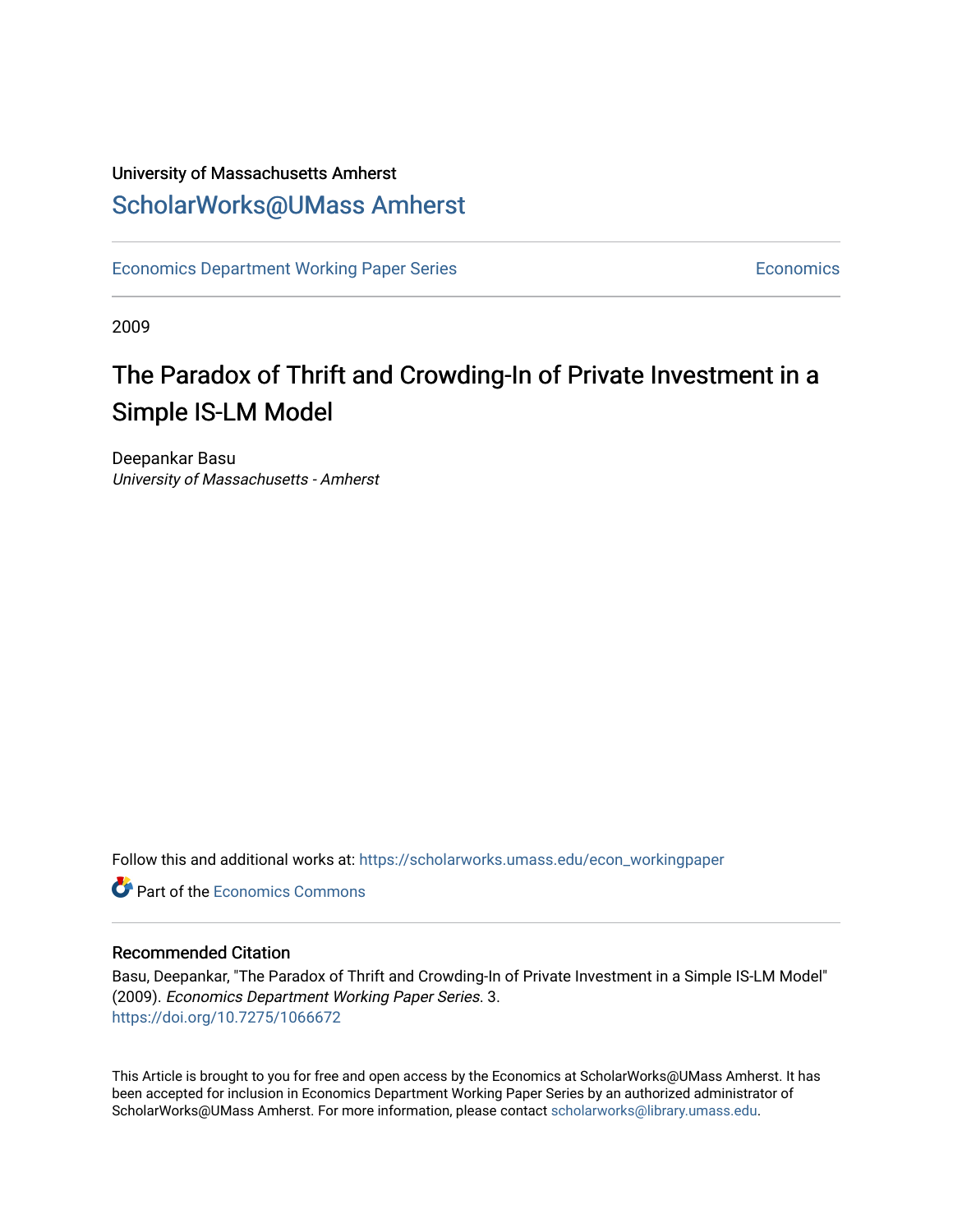University of Massachusetts Amherst

ScholarWorks@UMass Amherst

Economics Department Working Paper Series | Economics

2009

# The Paradox of Thrift and Crowding-In of Private Investment in a Simple IS-LM Model

Deepankar Basu

*University of Massachusetts - Amherst*

Follow this and additional works at: https://scholarworks.umass.edu/econ_workingpaper

Part of the Economics Commons

## Recommended Citation

Basu, Deepankar, "The Paradox of Thrift and Crowding-In of Private Investment in a Simple IS-LM Model" (2009). *Economics Department Working Paper Series*. 3.

https://doi.org/10.7275/1066672

This Article is brought to you for free and open access by the Economics at ScholarWorks@UMass Amherst. It has been accepted for inclusion in Economics Department Working Paper Series by an authorized administrator of ScholarWorks@UMass Amherst. For more information, please contact scholarworks@library.umass.edu.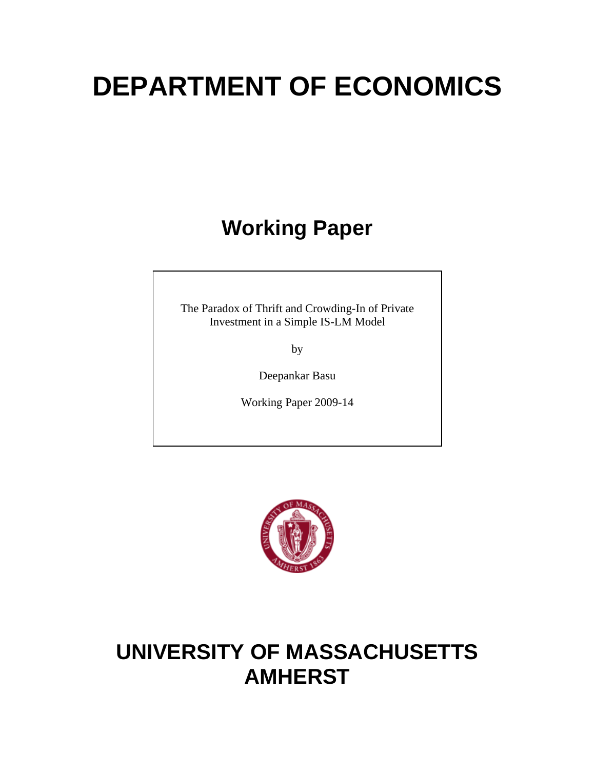# DEPARTMENT OF ECONOMICS

## Working Paper

The Paradox of Thrift and Crowding-In of Private Investment in a Simple IS-LM Model

by

Deepankar Basu

Working Paper 2009-14

# UNIVERSITY OF MASSACHUSETTS AMHERST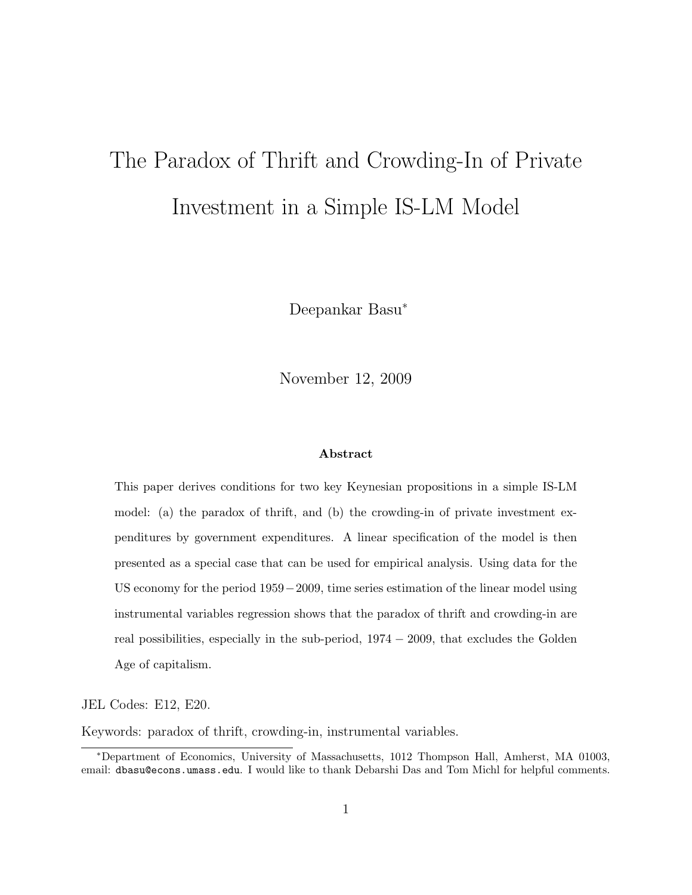# The Paradox of Thrift and Crowding-In of Private Investment in a Simple IS-LM Model

Deepankar Basu*

November 12, 2009

**Abstract**

This paper derives conditions for two key Keynesian propositions in a simple IS-LM model: (a) the paradox of thrift, and (b) the crowding-in of private investment expenditures by government expenditures. A linear specification of the model is then presented as a special case that can be used for empirical analysis. Using data for the US economy for the period $1959-2009$, time series estimation of the linear model using instrumental variables regression shows that the paradox of thrift and crowding-in are real possibilities, especially in the sub-period, $1974-2009$, that excludes the Golden Age of capitalism.

JEL Codes: E12, E20.

Keywords: paradox of thrift, crowding-in, instrumental variables.

---

*Department of Economics, University of Massachusetts, 1012 Thompson Hall, Amherst, MA 01003, email: dbasu@econs.umass.edu. I would like to thank Debarshi Das and Tom Michl for helpful comments.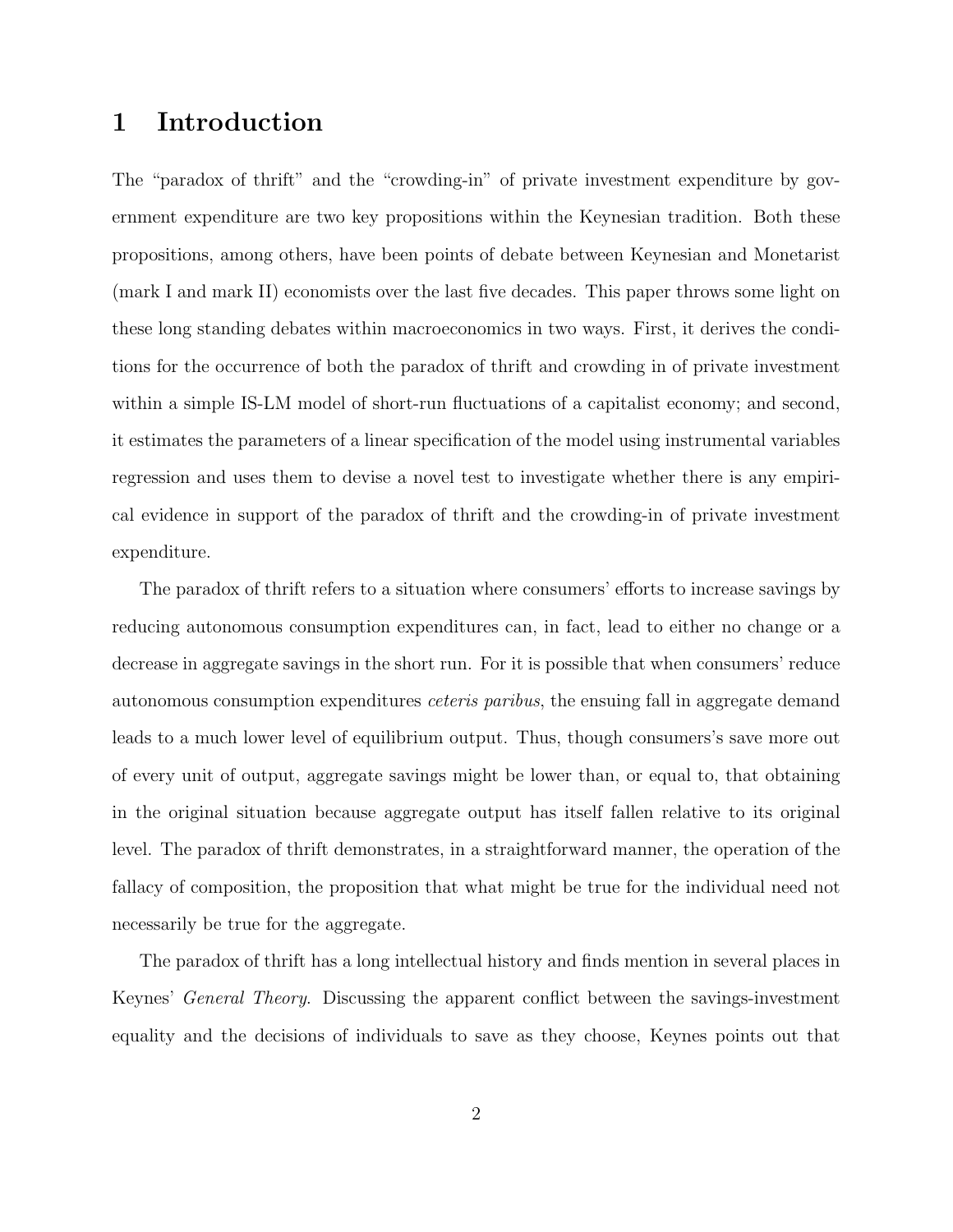# 1 Introduction

The "paradox of thrift" and the "crowding-in" of private investment expenditure by government expenditure are two key propositions within the Keynesian tradition. Both these propositions, among others, have been points of debate between Keynesian and Monetarist (mark I and mark II) economists over the last five decades. This paper throws some light on these long standing debates within macroeconomics in two ways. First, it derives the conditions for the occurrence of both the paradox of thrift and crowding in of private investment within a simple IS-LM model of short-run fluctuations of a capitalist economy; and second, it estimates the parameters of a linear specification of the model using instrumental variables regression and uses them to devise a novel test to investigate whether there is any empirical evidence in support of the paradox of thrift and the crowding-in of private investment expenditure.

The paradox of thrift refers to a situation where consumers' efforts to increase savings by reducing autonomous consumption expenditures can, in fact, lead to either no change or a decrease in aggregate savings in the short run. For it is possible that when consumers' reduce autonomous consumption expenditures *ceteris paribus*, the ensuing fall in aggregate demand leads to a much lower level of equilibrium output. Thus, though consumers's save more out of every unit of output, aggregate savings might be lower than, or equal to, that obtaining in the original situation because aggregate output has itself fallen relative to its original level. The paradox of thrift demonstrates, in a straightforward manner, the operation of the fallacy of composition, the proposition that what might be true for the individual need not necessarily be true for the aggregate.

The paradox of thrift has a long intellectual history and finds mention in several places in Keynes' *General Theory*. Discussing the apparent conflict between the savings-investment equality and the decisions of individuals to save as they choose, Keynes points out that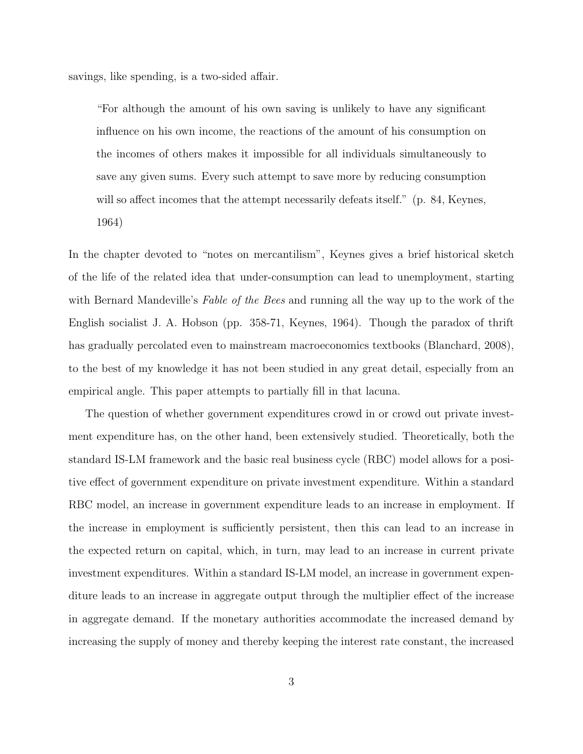savings, like spending, is a two-sided affair.

> "For although the amount of his own saving is unlikely to have any significant influence on his own income, the reactions of the amount of his consumption on the incomes of others makes it impossible for all individuals simultaneously to save any given sums. Every such attempt to save more by reducing consumption will so affect incomes that the attempt necessarily defeats itself." (p. 84, Keynes, 1964)

In the chapter devoted to "notes on mercantilism", Keynes gives a brief historical sketch of the life of the related idea that under-consumption can lead to unemployment, starting with Bernard Mandeville's *Fable of the Bees* and running all the way up to the work of the English socialist J. A. Hobson (pp. 358-71, Keynes, 1964). Though the paradox of thrift has gradually percolated even to mainstream macroeconomics textbooks (Blanchard, 2008), to the best of my knowledge it has not been studied in any great detail, especially from an empirical angle. This paper attempts to partially fill in that lacuna.

The question of whether government expenditures crowd in or crowd out private investment expenditure has, on the other hand, been extensively studied. Theoretically, both the standard IS-LM framework and the basic real business cycle (RBC) model allows for a positive effect of government expenditure on private investment expenditure. Within a standard RBC model, an increase in government expenditure leads to an increase in employment. If the increase in employment is sufficiently persistent, then this can lead to an increase in the expected return on capital, which, in turn, may lead to an increase in current private investment expenditures. Within a standard IS-LM model, an increase in government expenditure leads to an increase in aggregate output through the multiplier effect of the increase in aggregate demand. If the monetary authorities accommodate the increased demand by increasing the supply of money and thereby keeping the interest rate constant, the increased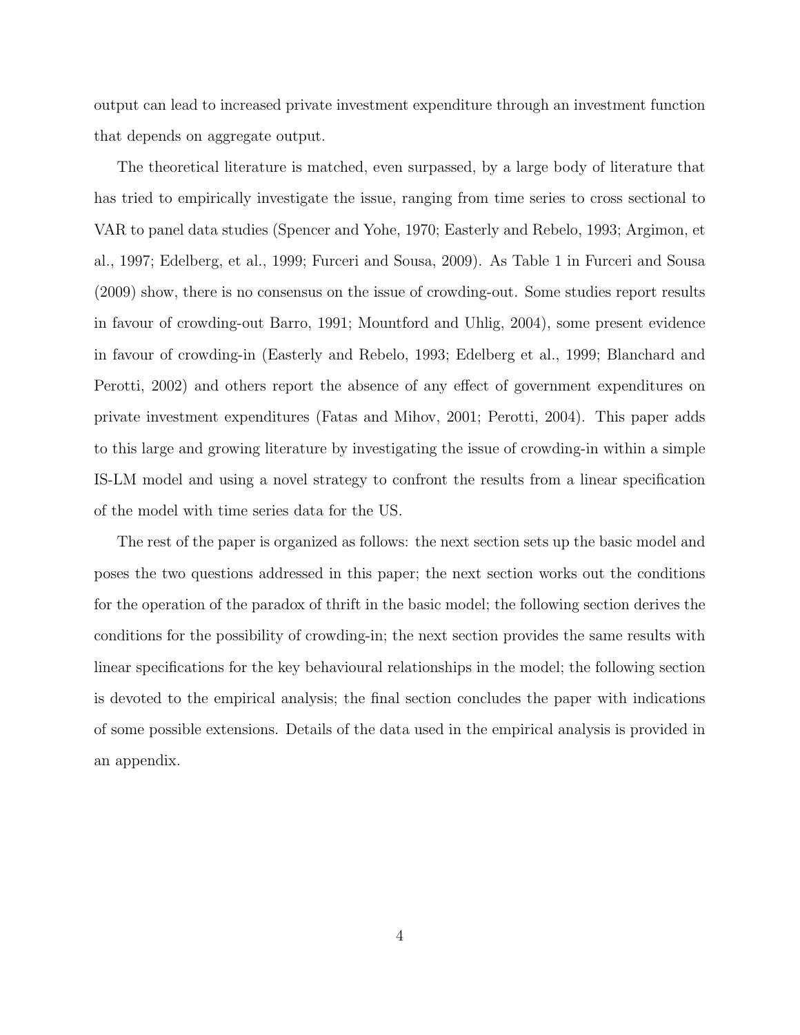output can lead to increased private investment expenditure through an investment function that depends on aggregate output.

The theoretical literature is matched, even surpassed, by a large body of literature that has tried to empirically investigate the issue, ranging from time series to cross sectional to VAR to panel data studies (Spencer and Yohe, 1970; Easterly and Rebelo, 1993; Argimon, et al., 1997; Edelberg, et al., 1999; Furceri and Sousa, 2009). As Table 1 in Furceri and Sousa (2009) show, there is no consensus on the issue of crowding-out. Some studies report results in favour of crowding-out Barro, 1991; Mountford and Uhlig, 2004), some present evidence in favour of crowding-in (Easterly and Rebelo, 1993; Edelberg et al., 1999; Blanchard and Perotti, 2002) and others report the absence of any effect of government expenditures on private investment expenditures (Fatas and Mihov, 2001; Perotti, 2004). This paper adds to this large and growing literature by investigating the issue of crowding-in within a simple IS-LM model and using a novel strategy to confront the results from a linear specification of the model with time series data for the US.

The rest of the paper is organized as follows: the next section sets up the basic model and poses the two questions addressed in this paper; the next section works out the conditions for the operation of the paradox of thrift in the basic model; the following section derives the conditions for the possibility of crowding-in; the next section provides the same results with linear specifications for the key behavioural relationships in the model; the following section is devoted to the empirical analysis; the final section concludes the paper with indications of some possible extensions. Details of the data used in the empirical analysis is provided in an appendix.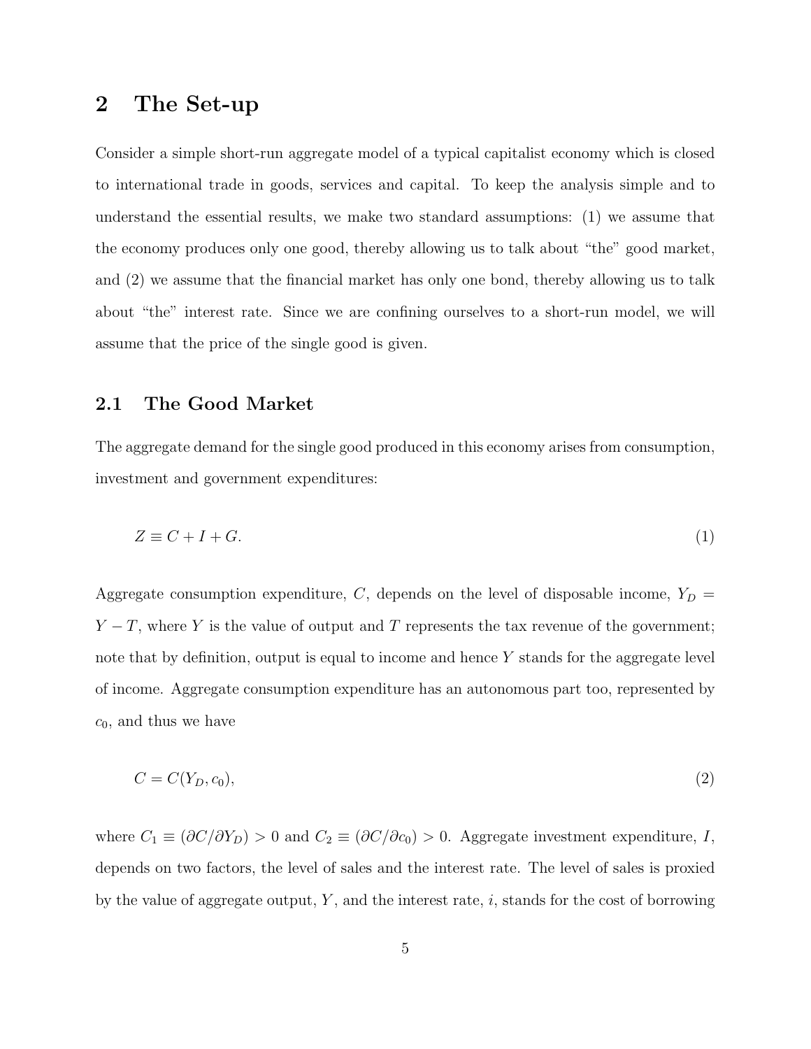# 2 The Set-up

Consider a simple short-run aggregate model of a typical capitalist economy which is closed to international trade in goods, services and capital. To keep the analysis simple and to understand the essential results, we make two standard assumptions: (1) we assume that the economy produces only one good, thereby allowing us to talk about "the" good market, and (2) we assume that the financial market has only one bond, thereby allowing us to talk about "the" interest rate. Since we are confining ourselves to a short-run model, we will assume that the price of the single good is given.

## 2.1 The Good Market

The aggregate demand for the single good produced in this economy arises from consumption, investment and government expenditures:

$$Z \equiv C + I + G. \tag{1}$$

Aggregate consumption expenditure, $C$, depends on the level of disposable income, $Y_D = Y - T$, where $Y$ is the value of output and $T$ represents the tax revenue of the government; note that by definition, output is equal to income and hence $Y$ stands for the aggregate level of income. Aggregate consumption expenditure has an autonomous part too, represented by $c_0$, and thus we have

$$C = C(Y_D, c_0), \tag{2}$$

where $C_1 \equiv (\partial C/\partial Y_D) > 0$ and $C_2 \equiv (\partial C/\partial c_0) > 0$. Aggregate investment expenditure, $I$, depends on two factors, the level of sales and the interest rate. The level of sales is proxied by the value of aggregate output, $Y$, and the interest rate, $i$, stands for the cost of borrowing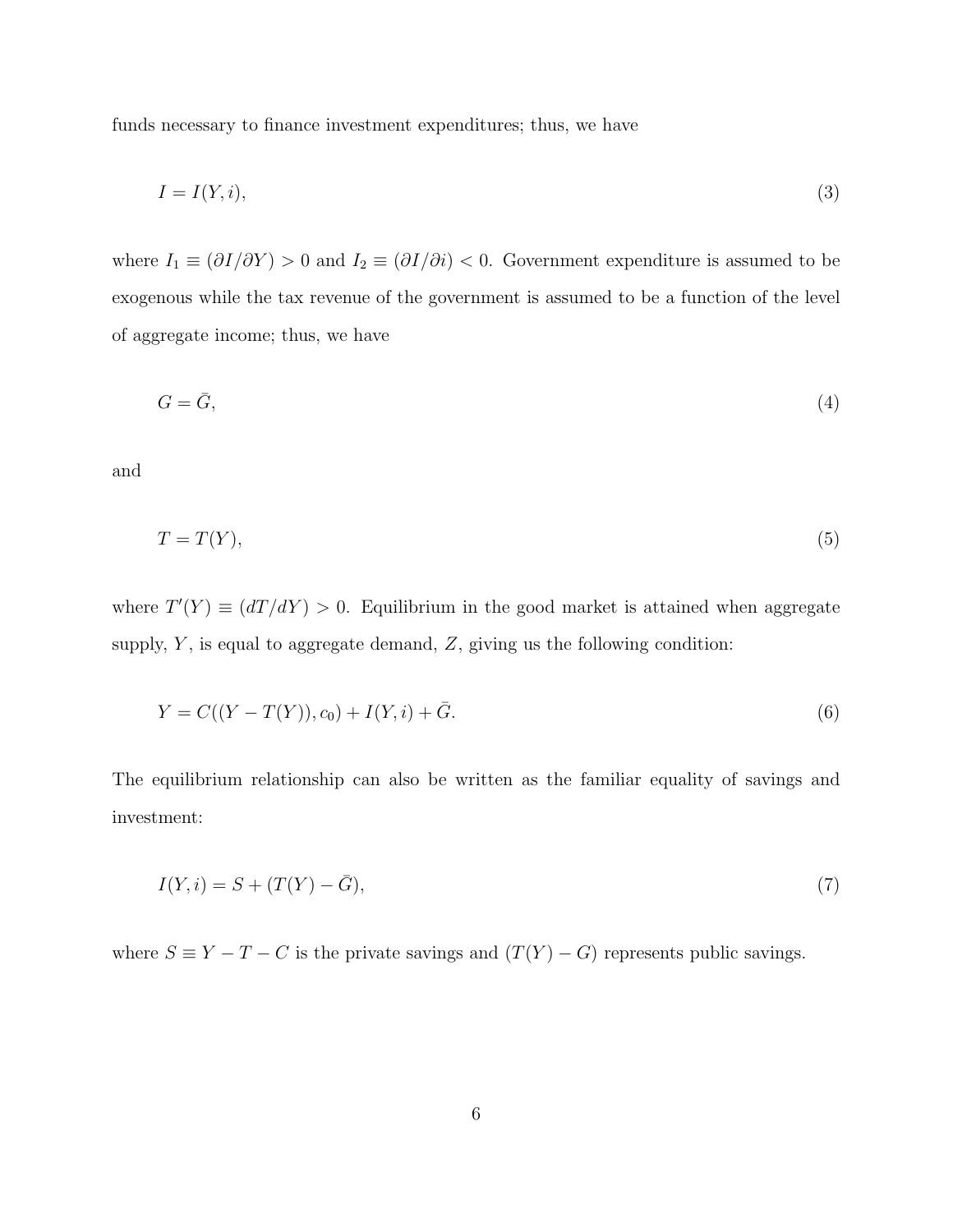funds necessary to finance investment expenditures; thus, we have

$$I = I(Y, i), \tag{3}$$

where $I_1 \equiv (\partial I/\partial Y) > 0$ and $I_2 \equiv (\partial I/\partial i) < 0$. Government expenditure is assumed to be exogenous while the tax revenue of the government is assumed to be a function of the level of aggregate income; thus, we have

$$G = \bar{G}, \tag{4}$$

and

$$T = T(Y), \tag{5}$$

where $T'(Y) \equiv (dT/dY) > 0$. Equilibrium in the good market is attained when aggregate supply, $Y$, is equal to aggregate demand, $Z$, giving us the following condition:

$$Y = C((Y - T(Y)), c_0) + I(Y, i) + \bar{G}. \tag{6}$$

The equilibrium relationship can also be written as the familiar equality of savings and investment:

$$I(Y, i) = S + (T(Y) - \bar{G}), \tag{7}$$

where $S \equiv Y - T - C$ is the private savings and $(T(Y) - G)$ represents public savings.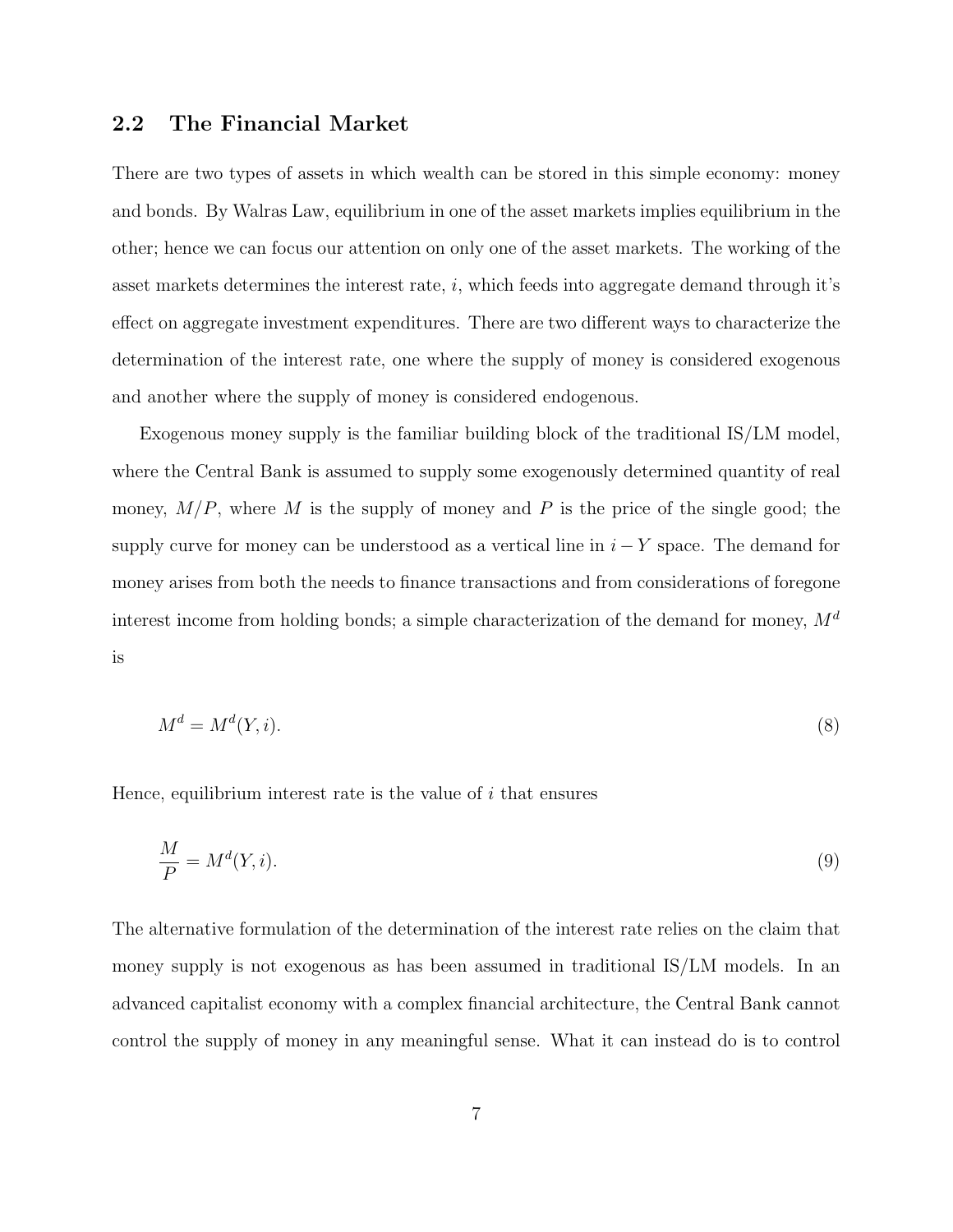## 2.2 The Financial Market

There are two types of assets in which wealth can be stored in this simple economy: money and bonds. By Walras Law, equilibrium in one of the asset markets implies equilibrium in the other; hence we can focus our attention on only one of the asset markets. The working of the asset markets determines the interest rate, $i$, which feeds into aggregate demand through it's effect on aggregate investment expenditures. There are two different ways to characterize the determination of the interest rate, one where the supply of money is considered exogenous and another where the supply of money is considered endogenous.

Exogenous money supply is the familiar building block of the traditional IS/LM model, where the Central Bank is assumed to supply some exogenously determined quantity of real money, $M/P$, where $M$ is the supply of money and $P$ is the price of the single good; the supply curve for money can be understood as a vertical line in $i - Y$ space. The demand for money arises from both the needs to finance transactions and from considerations of foregone interest income from holding bonds; a simple characterization of the demand for money, $M^d$ is

$$M^d = M^d(Y, i). \tag{8}$$

Hence, equilibrium interest rate is the value of $i$ that ensures

$$\frac{M}{P} = M^d(Y, i). \tag{9}$$

The alternative formulation of the determination of the interest rate relies on the claim that money supply is not exogenous as has been assumed in traditional IS/LM models. In an advanced capitalist economy with a complex financial architecture, the Central Bank cannot control the supply of money in any meaningful sense. What it can instead do is to control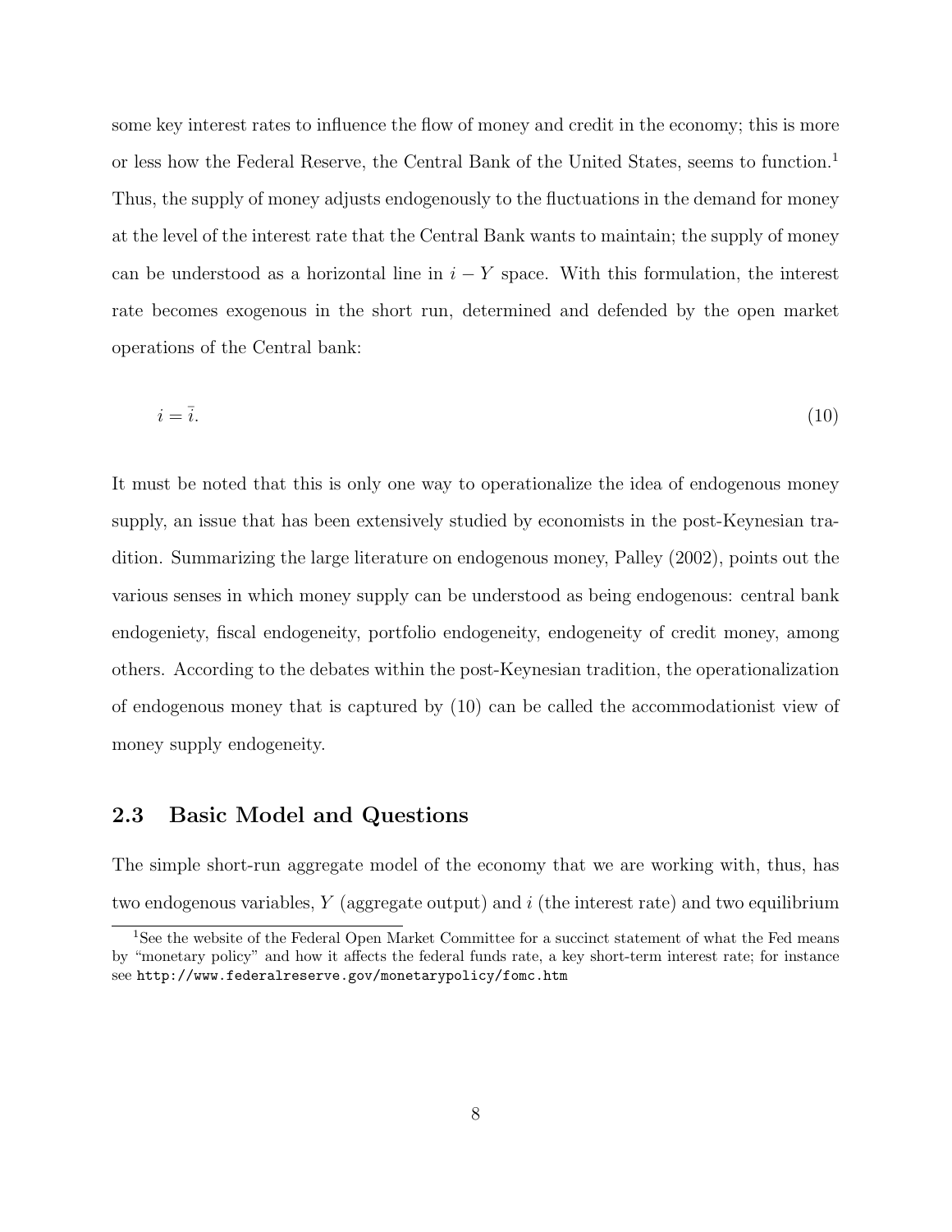some key interest rates to influence the flow of money and credit in the economy; this is more or less how the Federal Reserve, the Central Bank of the United States, seems to function.[1] Thus, the supply of money adjusts endogenously to the fluctuations in the demand for money at the level of the interest rate that the Central Bank wants to maintain; the supply of money can be understood as a horizontal line in $i - Y$ space. With this formulation, the interest rate becomes exogenous in the short run, determined and defended by the open market operations of the Central bank:

$$i = \bar{i}. \tag{10}$$

It must be noted that this is only one way to operationalize the idea of endogenous money supply, an issue that has been extensively studied by economists in the post-Keynesian tradition. Summarizing the large literature on endogenous money, Palley (2002), points out the various senses in which money supply can be understood as being endogenous: central bank endogeniety, fiscal endogeneity, portfolio endogeneity, endogeneity of credit money, among others. According to the debates within the post-Keynesian tradition, the operationalization of endogenous money that is captured by (10) can be called the accommodationist view of money supply endogeneity.

### 2.3 Basic Model and Questions

The simple short-run aggregate model of the economy that we are working with, thus, has two endogenous variables, $Y$ (aggregate output) and $i$ (the interest rate) and two equilibrium

[1] See the website of the Federal Open Market Committee for a succinct statement of what the Fed means by "monetary policy" and how it affects the federal funds rate, a key short-term interest rate; for instance see http://www.federalreserve.gov/monetarypolicy/fomc.htm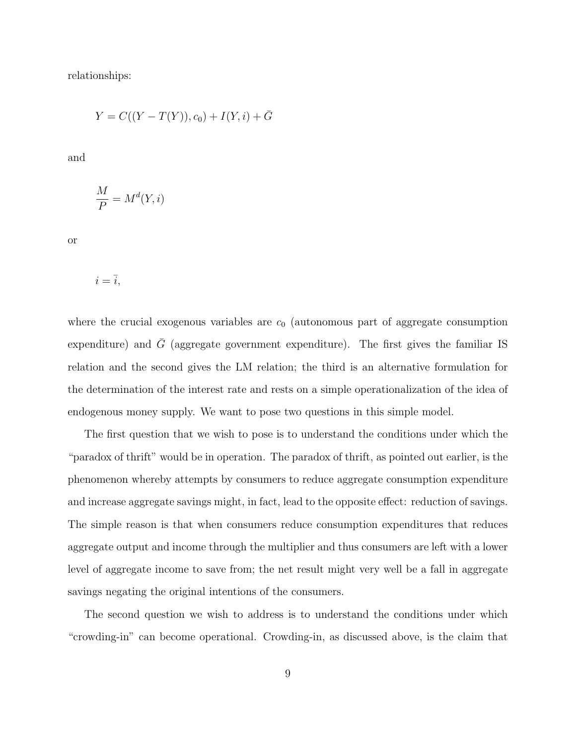relationships:

$$Y = C((Y - T(Y)), c_0) + I(Y, i) + \bar{G}$$

and

$$\frac{M}{P} = M^d(Y, i)$$

or

$$i = \bar{i},$$

where the crucial exogenous variables are $c_0$ (autonomous part of aggregate consumption expenditure) and $\bar{G}$ (aggregate government expenditure). The first gives the familiar IS relation and the second gives the LM relation; the third is an alternative formulation for the determination of the interest rate and rests on a simple operationalization of the idea of endogenous money supply. We want to pose two questions in this simple model.

The first question that we wish to pose is to understand the conditions under which the "paradox of thrift" would be in operation. The paradox of thrift, as pointed out earlier, is the phenomenon whereby attempts by consumers to reduce aggregate consumption expenditure and increase aggregate savings might, in fact, lead to the opposite effect: reduction of savings. The simple reason is that when consumers reduce consumption expenditures that reduces aggregate output and income through the multiplier and thus consumers are left with a lower level of aggregate income to save from; the net result might very well be a fall in aggregate savings negating the original intentions of the consumers.

The second question we wish to address is to understand the conditions under which "crowding-in" can become operational. Crowding-in, as discussed above, is the claim that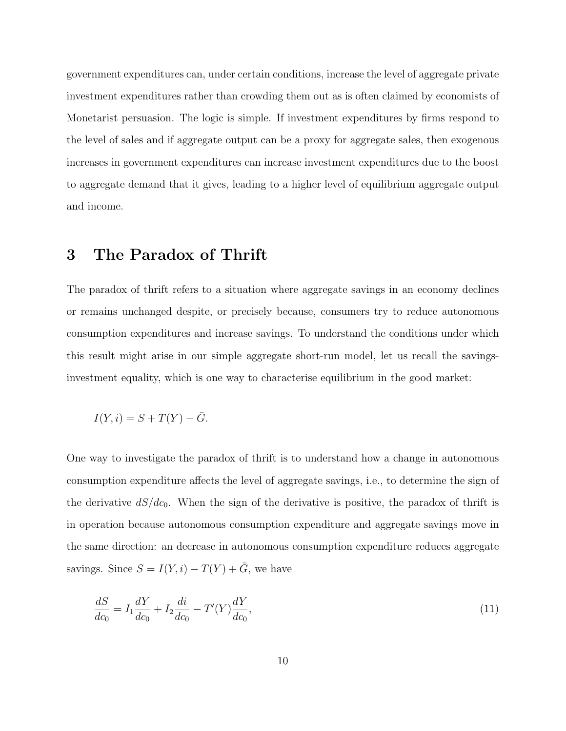government expenditures can, under certain conditions, increase the level of aggregate private investment expenditures rather than crowding them out as is often claimed by economists of Monetarist persuasion. The logic is simple. If investment expenditures by firms respond to the level of sales and if aggregate output can be a proxy for aggregate sales, then exogenous increases in government expenditures can increase investment expenditures due to the boost to aggregate demand that it gives, leading to a higher level of equilibrium aggregate output and income.

## 3 The Paradox of Thrift

The paradox of thrift refers to a situation where aggregate savings in an economy declines or remains unchanged despite, or precisely because, consumers try to reduce autonomous consumption expenditures and increase savings. To understand the conditions under which this result might arise in our simple aggregate short-run model, let us recall the savings-investment equality, which is one way to characterise equilibrium in the good market:

$$I(Y, i) = S + T(Y) - \bar{G}.$$

One way to investigate the paradox of thrift is to understand how a change in autonomous consumption expenditure affects the level of aggregate savings, i.e., to determine the sign of the derivative $dS/dc_0$. When the sign of the derivative is positive, the paradox of thrift is in operation because autonomous consumption expenditure and aggregate savings move in the same direction: an decrease in autonomous consumption expenditure reduces aggregate savings. Since $S = I(Y, i) - T(Y) + \bar{G}$, we have

$$\frac{dS}{dc_0} = I_1 \frac{dY}{dc_0} + I_2 \frac{di}{dc_0} - T'(Y) \frac{dY}{dc_0}, \tag{11}$$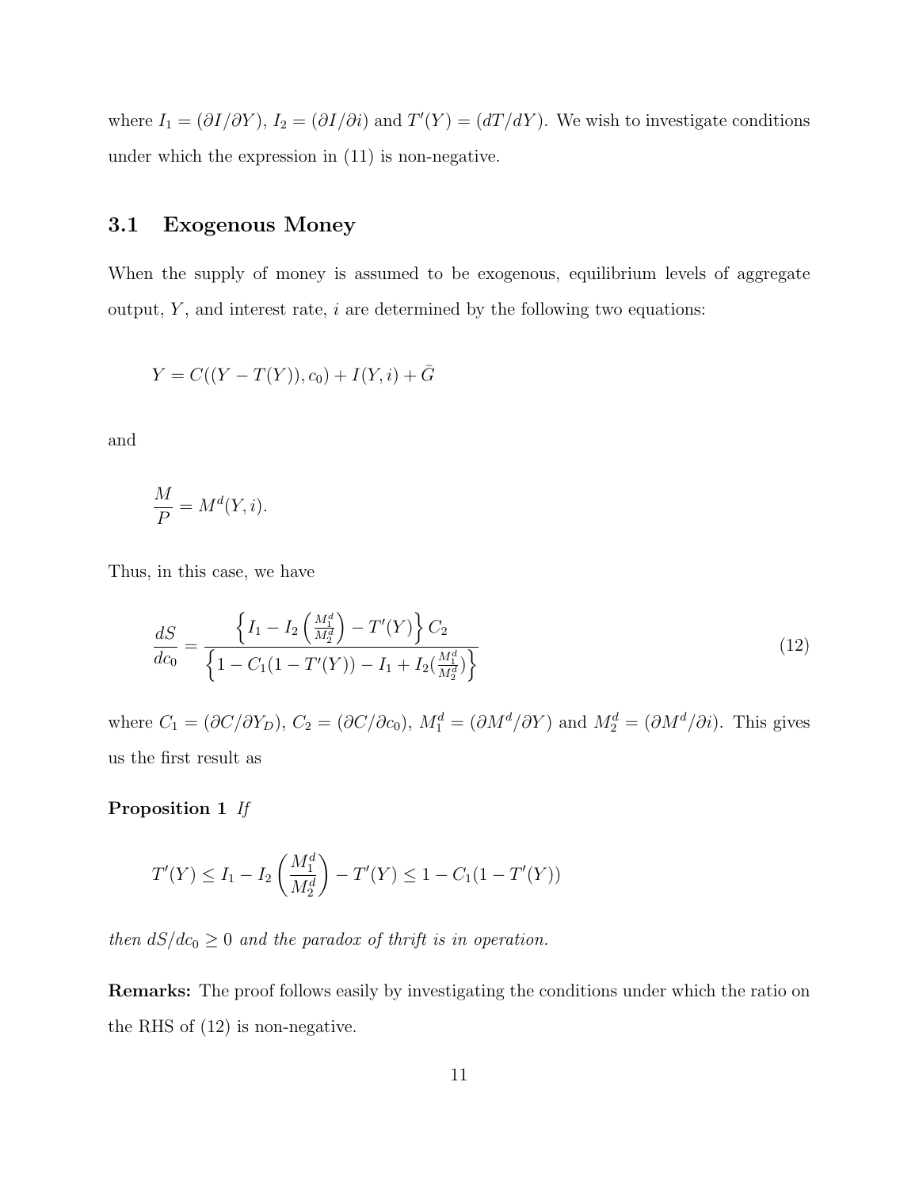where $I_1 = (\partial I/\partial Y)$, $I_2 = (\partial I/\partial i)$ and $T'(Y) = (dT/dY)$. We wish to investigate conditions under which the expression in (11) is non-negative.

## 3.1 Exogenous Money

When the supply of money is assumed to be exogenous, equilibrium levels of aggregate output, $Y$, and interest rate, $i$ are determined by the following two equations:

$$Y = C((Y - T(Y)), c_0) + I(Y, i) + \bar{G}$$

and

$$\frac{M}{P} = M^d(Y, i).$$

Thus, in this case, we have

$$\frac{dS}{dc_0} = \frac{\left\{ I_1 - I_2 \left( \frac{M_1^d}{M_2^d} \right) - T'(Y) \right\} C_2}{\left\{ 1 - C_1(1 - T'(Y)) - I_1 + I_2 (\frac{M_1^d}{M_2^d}) \right\}} \tag{12}$$

where $C_1 = (\partial C/\partial Y_D)$, $C_2 = (\partial C/\partial c_0)$, $M_1^d = (\partial M^d/\partial Y)$ and $M_2^d = (\partial M^d/\partial i)$. This gives us the first result as

**Proposition 1** *If*

$$T'(Y) \leq I_1 - I_2 \left( \frac{M_1^d}{M_2^d} \right) - T'(Y) \leq 1 - C_1(1 - T'(Y))$$

*then $dS/dc_0 \geq 0$ and the paradox of thrift is in operation.*

**Remarks:** The proof follows easily by investigating the conditions under which the ratio on the RHS of (12) is non-negative.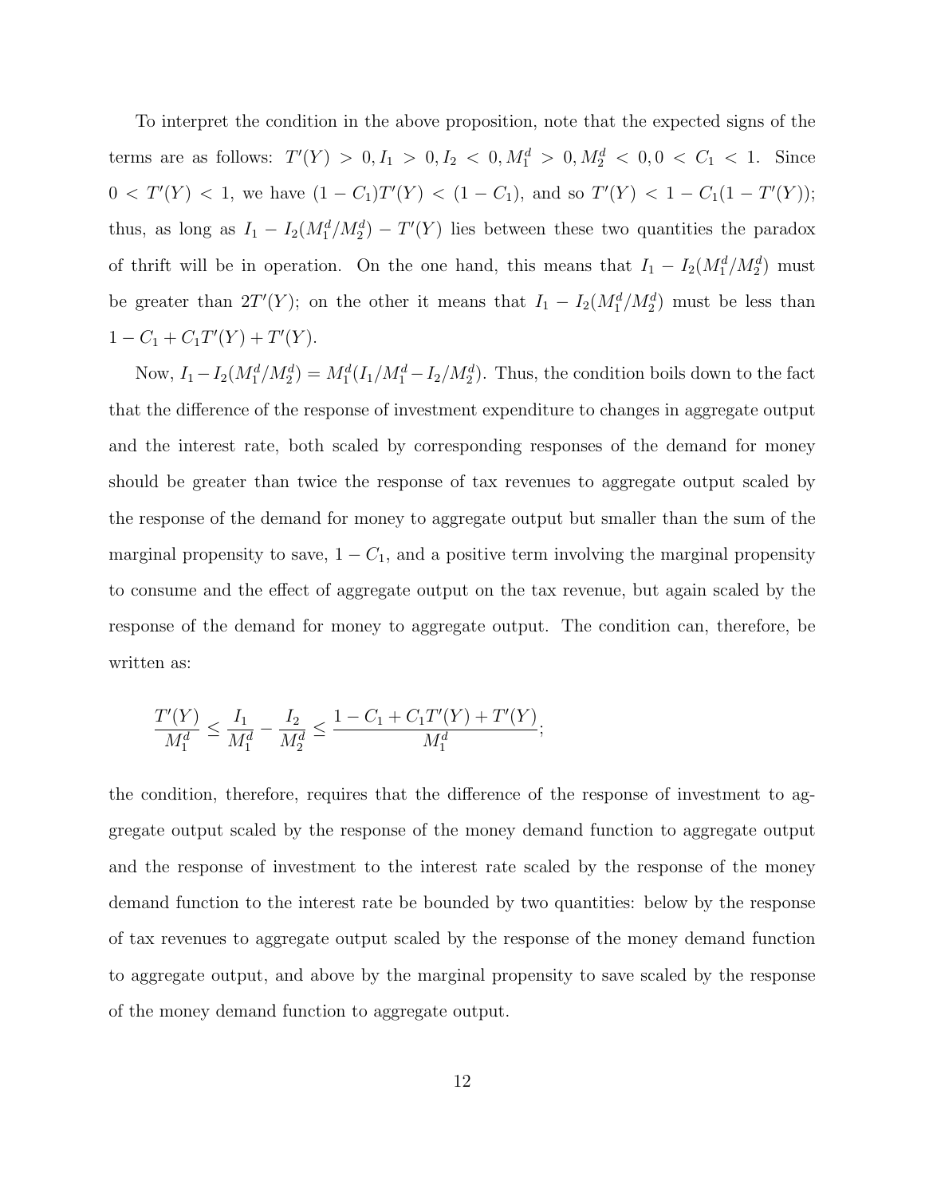To interpret the condition in the above proposition, note that the expected signs of the terms are as follows: $T'(Y) > 0, I_1 > 0, I_2 < 0, M_1^d > 0, M_2^d < 0, 0 < C_1 < 1$. Since $0 < T'(Y) < 1$, we have $(1 - C_1)T'(Y) < (1 - C_1)$, and so $T'(Y) < 1 - C_1(1 - T'(Y))$; thus, as long as $I_1 - I_2(M_1^d/M_2^d) - T'(Y)$ lies between these two quantities the paradox of thrift will be in operation. On the one hand, this means that $I_1 - I_2(M_1^d/M_2^d)$ must be greater than $2T'(Y)$; on the other it means that $I_1 - I_2(M_1^d/M_2^d)$ must be less than $1 - C_1 + C_1T'(Y) + T'(Y)$.

Now, $I_1 - I_2(M_1^d/M_2^d) = M_1^d(I_1/M_1^d - I_2/M_2^d)$. Thus, the condition boils down to the fact that the difference of the response of investment expenditure to changes in aggregate output and the interest rate, both scaled by corresponding responses of the demand for money should be greater than twice the response of tax revenues to aggregate output scaled by the response of the demand for money to aggregate output but smaller than the sum of the marginal propensity to save, $1 - C_1$, and a positive term involving the marginal propensity to consume and the effect of aggregate output on the tax revenue, but again scaled by the response of the demand for money to aggregate output. The condition can, therefore, be written as:

$$\frac{T'(Y)}{M_1^d} \leq \frac{I_1}{M_1^d} - \frac{I_2}{M_2^d} \leq \frac{1 - C_1 + C_1T'(Y) + T'(Y)}{M_1^d};$$

the condition, therefore, requires that the difference of the response of investment to aggregate output scaled by the response of the money demand function to aggregate output and the response of investment to the interest rate scaled by the response of the money demand function to the interest rate be bounded by two quantities: below by the response of tax revenues to aggregate output scaled by the response of the money demand function to aggregate output, and above by the marginal propensity to save scaled by the response of the money demand function to aggregate output.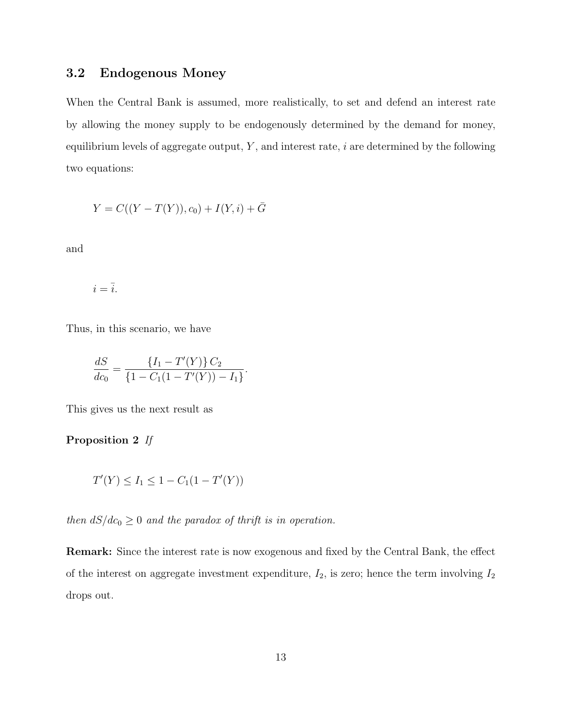### 3.2 Endogenous Money

When the Central Bank is assumed, more realistically, to set and defend an interest rate by allowing the money supply to be endogenously determined by the demand for money, equilibrium levels of aggregate output, $Y$, and interest rate, $i$ are determined by the following two equations:

$$Y = C((Y - T(Y)), c_0) + I(Y, i) + \bar{G}$$

and

$$i = \bar{i}.$$

Thus, in this scenario, we have

$$\frac{dS}{dc_0} = \frac{\{I_1 - T'(Y)\} C_2}{\{1 - C_1(1 - T'(Y)) - I_1\}}.$$

This gives us the next result as

**Proposition 2** *If*

$$T'(Y) \leq I_1 \leq 1 - C_1(1 - T'(Y))$$

*then $dS/dc_0 \geq 0$ and the paradox of thrift is in operation.*

**Remark:** Since the interest rate is now exogenous and fixed by the Central Bank, the effect of the interest on aggregate investment expenditure, $I_2$, is zero; hence the term involving $I_2$ drops out.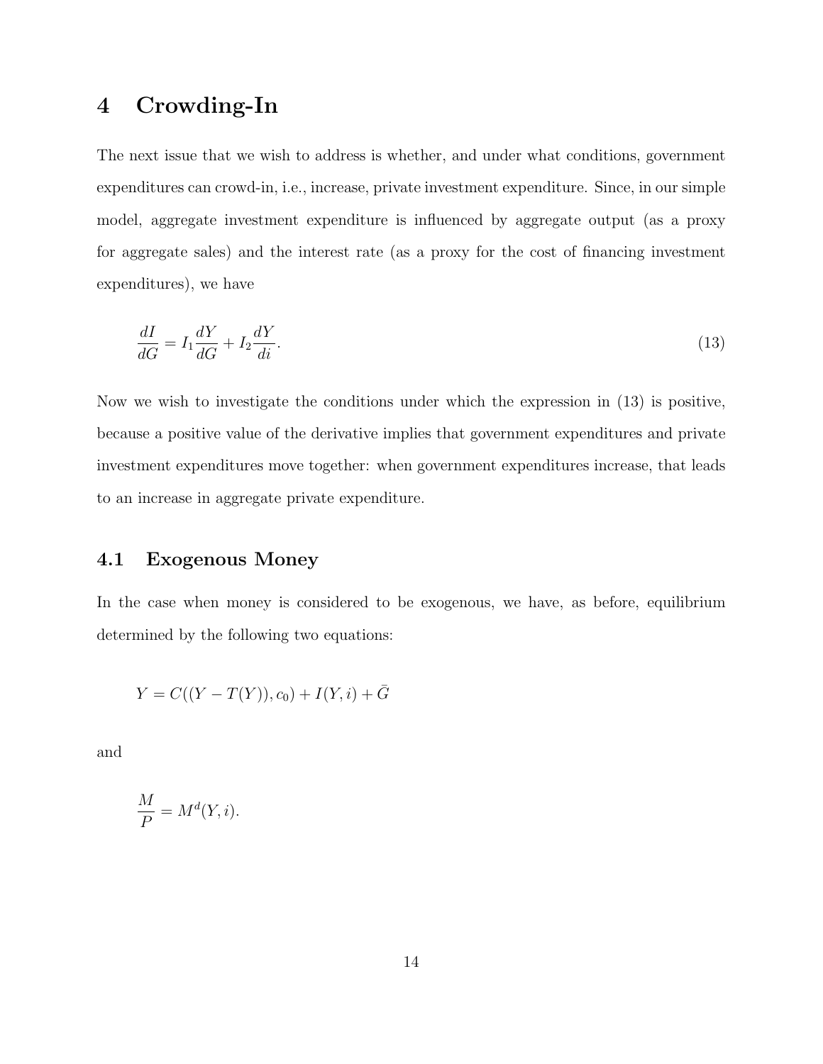# 4 Crowding-In

The next issue that we wish to address is whether, and under what conditions, government expenditures can crowd-in, i.e., increase, private investment expenditure. Since, in our simple model, aggregate investment expenditure is influenced by aggregate output (as a proxy for aggregate sales) and the interest rate (as a proxy for the cost of financing investment expenditures), we have

$$\frac{dI}{dG} = I_1 \frac{dY}{dG} + I_2 \frac{dY}{di}. \tag{13}$$

Now we wish to investigate the conditions under which the expression in (13) is positive, because a positive value of the derivative implies that government expenditures and private investment expenditures move together: when government expenditures increase, that leads to an increase in aggregate private expenditure.

## 4.1 Exogenous Money

In the case when money is considered to be exogenous, we have, as before, equilibrium determined by the following two equations:

$$Y = C((Y - T(Y)), c_0) + I(Y, i) + \bar{G}$$

and

$$\frac{M}{P} = M^d(Y, i).$$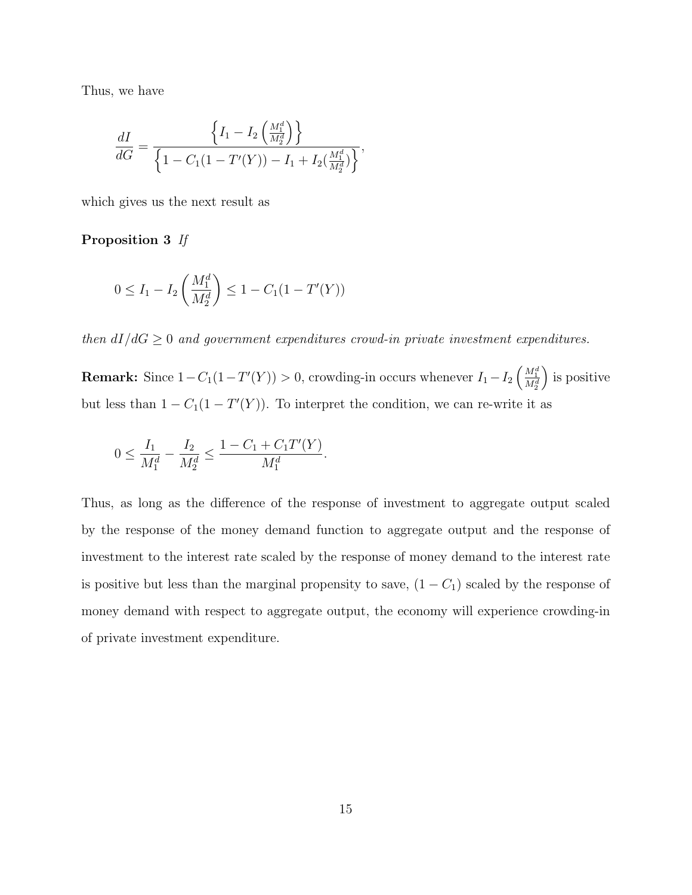Thus, we have

$$
\frac{dI}{dG} = \frac{\left\{ I_1 - I_2 \left( \frac{M_1^d}{M_2^d} \right) \right\}}{\left\{ 1 - C_1(1 - T'(Y)) - I_1 + I_2 (\frac{M_1^d}{M_2^d}) \right\}},
$$

which gives us the next result as

**Proposition 3** *If*

$$
0 \leq I_1 - I_2 \left( \frac{M_1^d}{M_2^d} \right) \leq 1 - C_1(1 - T'(Y))
$$

*then $dI/dG \geq 0$ and government expenditures crowd-in private investment expenditures.*

**Remark:** Since $1 - C_1(1 - T'(Y)) > 0$, crowding-in occurs whenever $I_1 - I_2 \left( \frac{M_1^d}{M_2^d} \right)$ is positive but less than $1 - C_1(1 - T'(Y))$. To interpret the condition, we can re-write it as

$$
0 \leq \frac{I_1}{M_1^d} - \frac{I_2}{M_2^d} \leq \frac{1 - C_1 + C_1 T'(Y)}{M_1^d}.
$$

Thus, as long as the difference of the response of investment to aggregate output scaled by the response of the money demand function to aggregate output and the response of investment to the interest rate scaled by the response of money demand to the interest rate is positive but less than the marginal propensity to save, $(1 - C_1)$ scaled by the response of money demand with respect to aggregate output, the economy will experience crowding-in of private investment expenditure.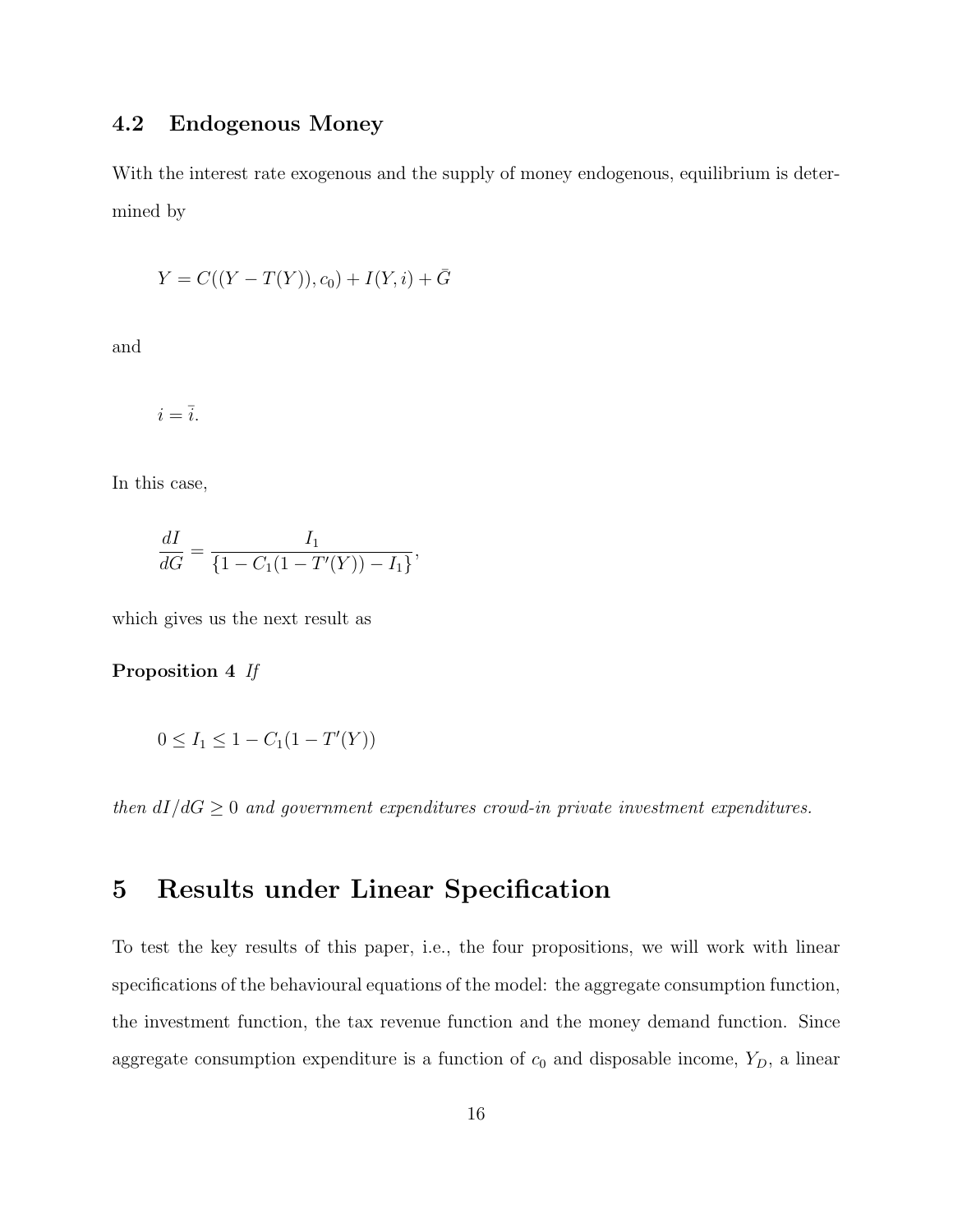### 4.2 Endogenous Money

With the interest rate exogenous and the supply of money endogenous, equilibrium is determined by

$$Y = C((Y - T(Y)), c_0) + I(Y, i) + \bar{G}$$

and

$$i = \bar{i}.$$

In this case,

$$\frac{dI}{dG} = \frac{I_1}{\{1 - C_1(1 - T'(Y)) - I_1\}},$$

which gives us the next result as

**Proposition 4** *If*

$$0 \leq I_1 \leq 1 - C_1(1 - T'(Y))$$

*then $dI/dG \geq 0$ and government expenditures crowd-in private investment expenditures.*

## 5 Results under Linear Specification

To test the key results of this paper, i.e., the four propositions, we will work with linear specifications of the behavioural equations of the model: the aggregate consumption function, the investment function, the tax revenue function and the money demand function. Since aggregate consumption expenditure is a function of $c_0$ and disposable income, $Y_D$, a linear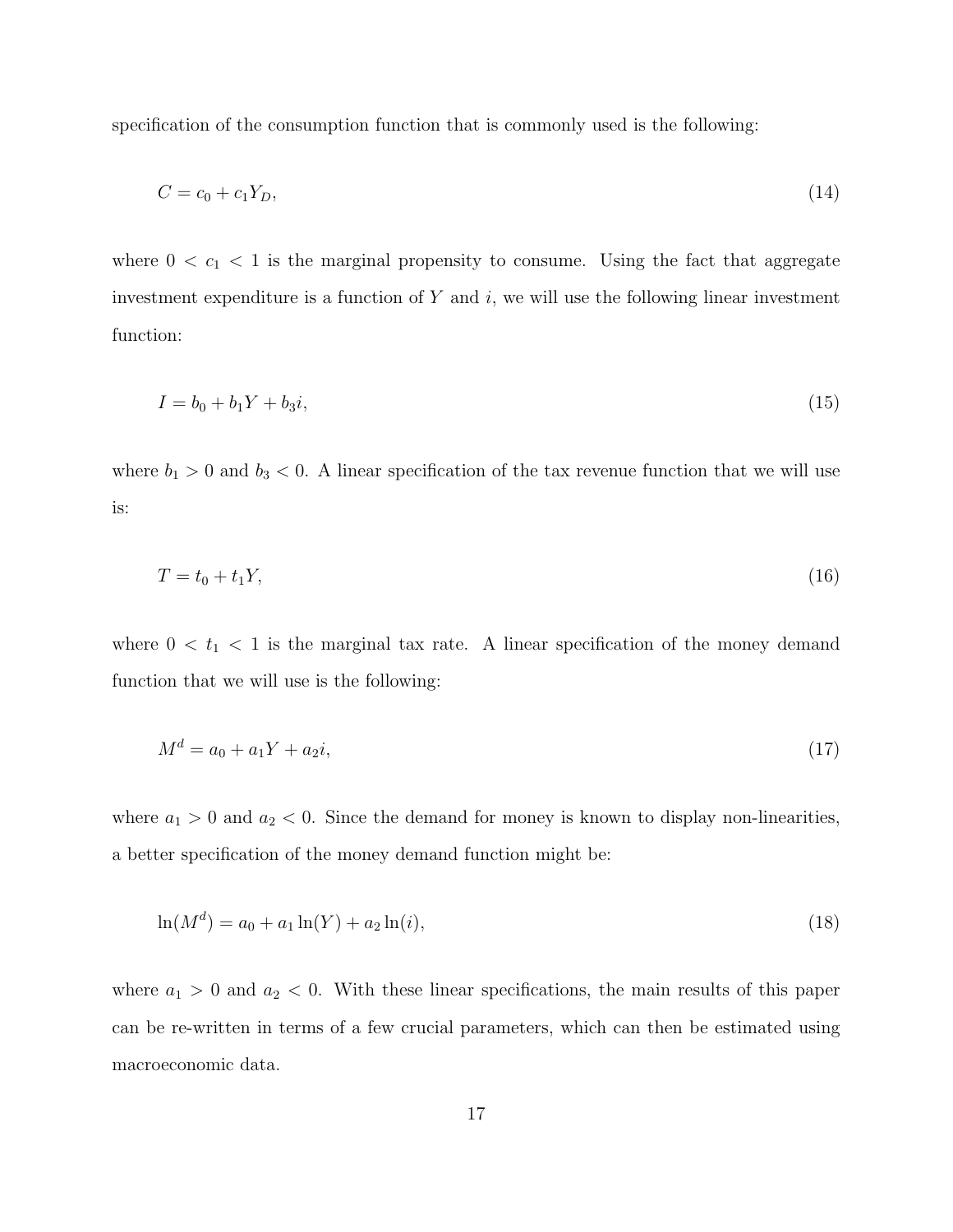specification of the consumption function that is commonly used is the following:

$$C = c_0 + c_1 Y_D, \tag{14}$$

where $0 < c_1 < 1$ is the marginal propensity to consume. Using the fact that aggregate investment expenditure is a function of $Y$ and $i$, we will use the following linear investment function:

$$I = b_0 + b_1 Y + b_3 i, \tag{15}$$

where $b_1 > 0$ and $b_3 < 0$. A linear specification of the tax revenue function that we will use is:

$$T = t_0 + t_1 Y, \tag{16}$$

where $0 < t_1 < 1$ is the marginal tax rate. A linear specification of the money demand function that we will use is the following:

$$M^d = a_0 + a_1 Y + a_2 i, \tag{17}$$

where $a_1 > 0$ and $a_2 < 0$. Since the demand for money is known to display non-linearities, a better specification of the money demand function might be:

$$\ln(M^d) = a_0 + a_1 \ln(Y) + a_2 \ln(i), \tag{18}$$

where $a_1 > 0$ and $a_2 < 0$. With these linear specifications, the main results of this paper can be re-written in terms of a few crucial parameters, which can then be estimated using macroeconomic data.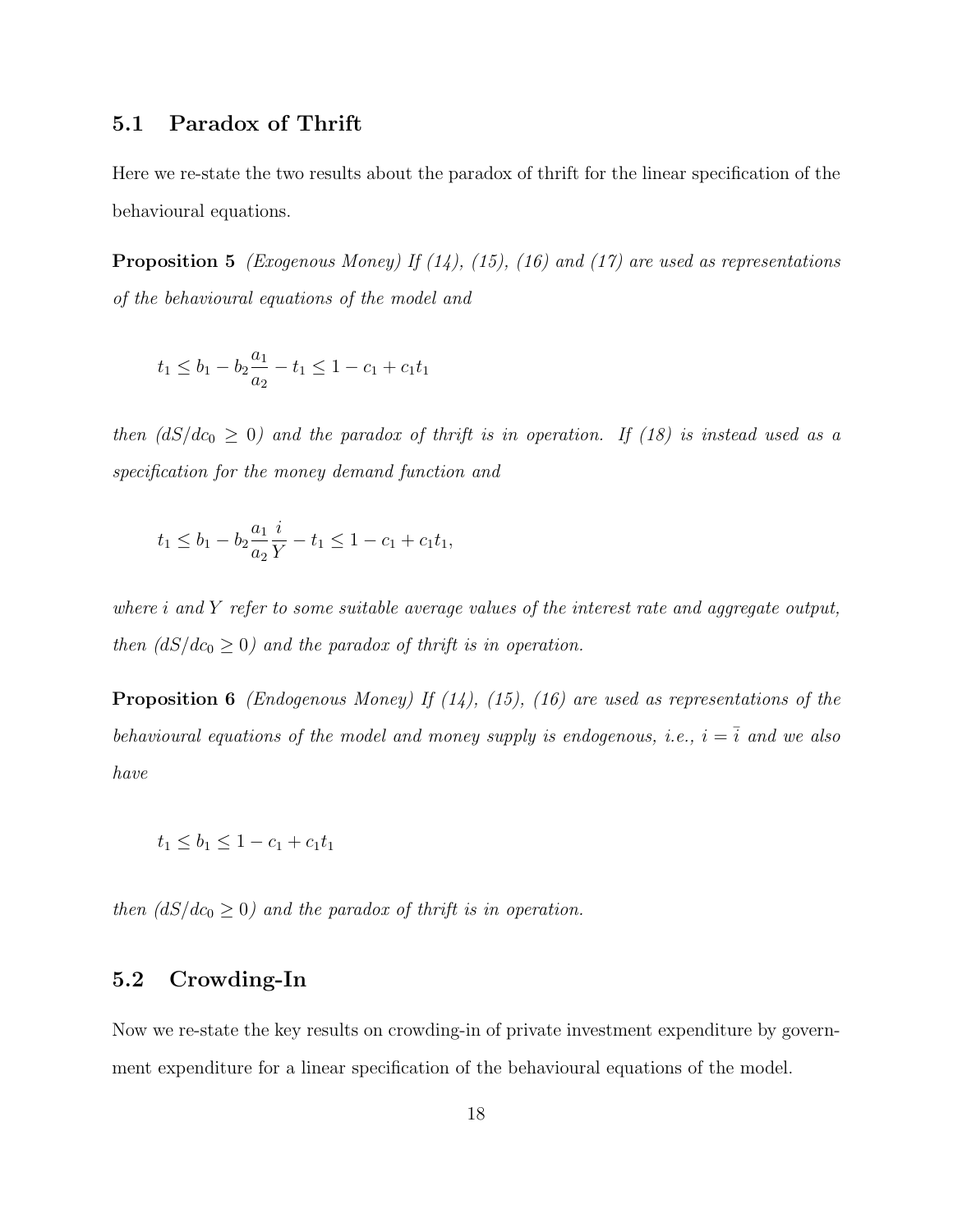### 5.1 Paradox of Thrift

Here we re-state the two results about the paradox of thrift for the linear specification of the behavioural equations.

**Proposition 5** *(Exogenous Money) If (14), (15), (16) and (17) are used as representations of the behavioural equations of the model and*

$$t_1 \leq b_1 - b_2\frac{a_1}{a_2} - t_1 \leq 1 - c_1 + c_1 t_1$$

*then ($dS/dc_0 \geq 0$) and the paradox of thrift is in operation. If (18) is instead used as a specification for the money demand function and*

$$t_1 \leq b_1 - b_2\frac{a_1}{a_2}\frac{i}{Y} - t_1 \leq 1 - c_1 + c_1 t_1,$$

*where $i$ and $Y$ refer to some suitable average values of the interest rate and aggregate output, then ($dS/dc_0 \geq 0$) and the paradox of thrift is in operation.*

**Proposition 6** *(Endogenous Money) If (14), (15), (16) are used as representations of the behavioural equations of the model and money supply is endogenous, i.e., $i = \bar{i}$ and we also have*

$$t_1 \leq b_1 \leq 1 - c_1 + c_1 t_1$$

*then ($dS/dc_0 \geq 0$) and the paradox of thrift is in operation.*

### 5.2 Crowding-In

Now we re-state the key results on crowding-in of private investment expenditure by government expenditure for a linear specification of the behavioural equations of the model.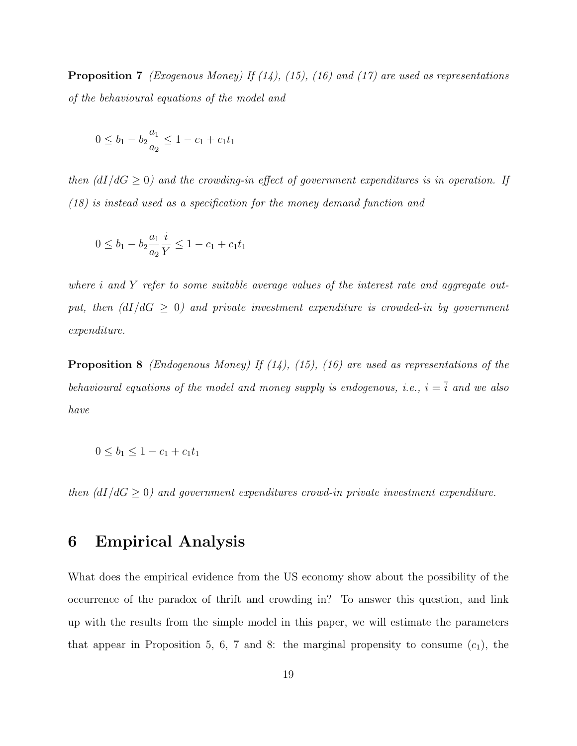**Proposition 7** *(Exogenous Money) If (14), (15), (16) and (17) are used as representations of the behavioural equations of the model and*

$$0 \leq b_1 - b_2 \frac{a_1}{a_2} \leq 1 - c_1 + c_1 t_1$$

*then ($dI/dG \geq 0$) and the crowding-in effect of government expenditures is in operation. If (18) is instead used as a specification for the money demand function and*

$$0 \leq b_1 - b_2 \frac{a_1}{a_2} \frac{i}{Y} \leq 1 - c_1 + c_1 t_1$$

*where $i$ and $Y$ refer to some suitable average values of the interest rate and aggregate output, then ($dI/dG \geq 0$) and private investment expenditure is crowded-in by government expenditure.*

**Proposition 8** *(Endogenous Money) If (14), (15), (16) are used as representations of the behavioural equations of the model and money supply is endogenous, i.e., $i = \bar{i}$ and we also have*

$$0 \leq b_1 \leq 1 - c_1 + c_1 t_1$$

*then ($dI/dG \geq 0$) and government expenditures crowd-in private investment expenditure.*

# 6 Empirical Analysis

What does the empirical evidence from the US economy show about the possibility of the occurrence of the paradox of thrift and crowding in? To answer this question, and link up with the results from the simple model in this paper, we will estimate the parameters that appear in Proposition 5, 6, 7 and 8: the marginal propensity to consume ($c_1$), the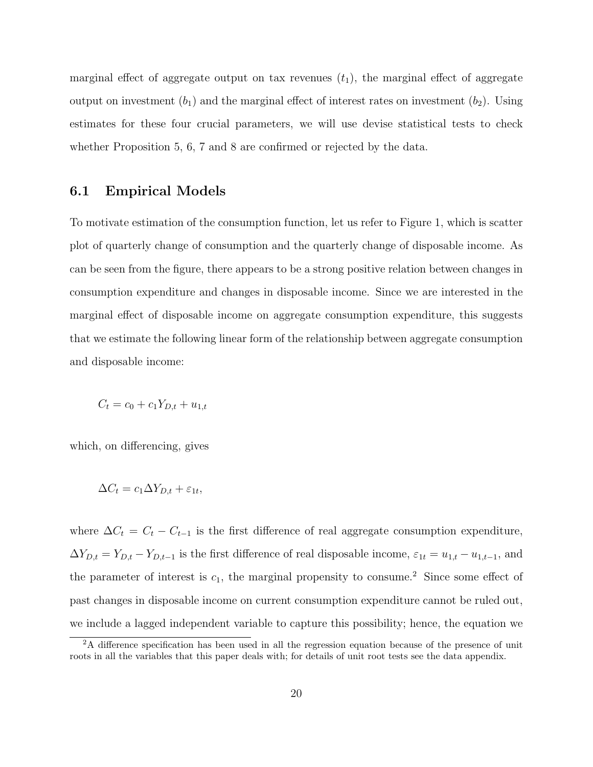marginal effect of aggregate output on tax revenues ($t_1$), the marginal effect of aggregate output on investment ($b_1$) and the marginal effect of interest rates on investment ($b_2$). Using estimates for these four crucial parameters, we will use devise statistical tests to check whether Proposition 5, 6, 7 and 8 are confirmed or rejected by the data.

## 6.1 Empirical Models

To motivate estimation of the consumption function, let us refer to Figure 1, which is scatter plot of quarterly change of consumption and the quarterly change of disposable income. As can be seen from the figure, there appears to be a strong positive relation between changes in consumption expenditure and changes in disposable income. Since we are interested in the marginal effect of disposable income on aggregate consumption expenditure, this suggests that we estimate the following linear form of the relationship between aggregate consumption and disposable income:

$$C_t = c_0 + c_1 Y_{D,t} + u_{1,t}$$

which, on differencing, gives

$$\Delta C_t = c_1 \Delta Y_{D,t} + \varepsilon_{1t},$$

where $\Delta C_t = C_t - C_{t-1}$ is the first difference of real aggregate consumption expenditure, $\Delta Y_{D,t} = Y_{D,t} - Y_{D,t-1}$ is the first difference of real disposable income, $\varepsilon_{1t} = u_{1,t} - u_{1,t-1}$, and the parameter of interest is $c_1$, the marginal propensity to consume.[2] Since some effect of past changes in disposable income on current consumption expenditure cannot be ruled out, we include a lagged independent variable to capture this possibility; hence, the equation we

[2] A difference specification has been used in all the regression equation because of the presence of unit roots in all the variables that this paper deals with; for details of unit root tests see the data appendix.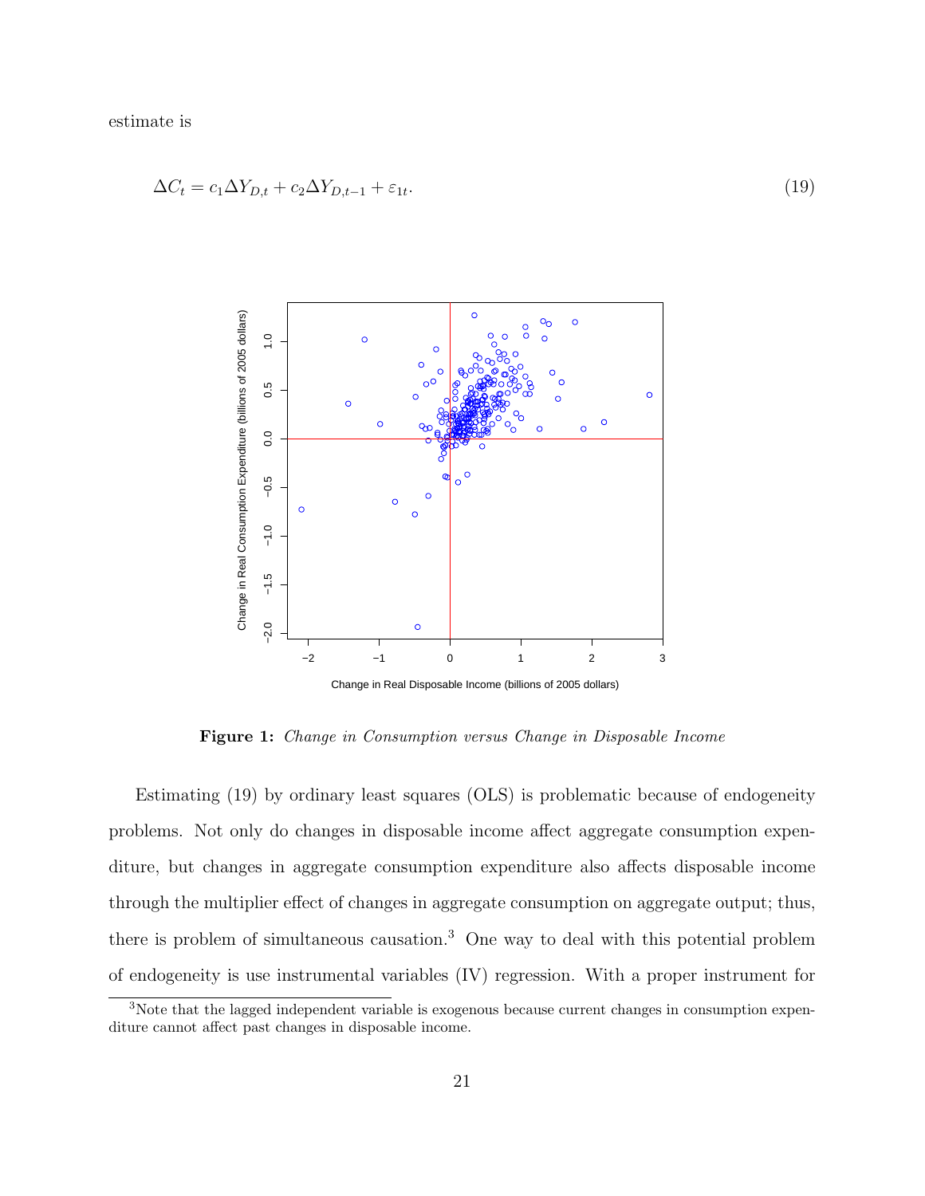estimate is

$$\Delta C_t = c_1 \Delta Y_{D,t} + c_2 \Delta Y_{D,t-1} + \varepsilon_{1t}. \tag{19}$$

**Figure 1:** *Change in Consumption versus Change in Disposable Income*

Estimating (19) by ordinary least squares (OLS) is problematic because of endogeneity problems. Not only do changes in disposable income affect aggregate consumption expenditure, but changes in aggregate consumption expenditure also affects disposable income through the multiplier effect of changes in aggregate consumption on aggregate output; thus, there is problem of simultaneous causation.[3] One way to deal with this potential problem of endogeneity is use instrumental variables (IV) regression. With a proper instrument for

[3]Note that the lagged independent variable is exogenous because current changes in consumption expenditure cannot affect past changes in disposable income.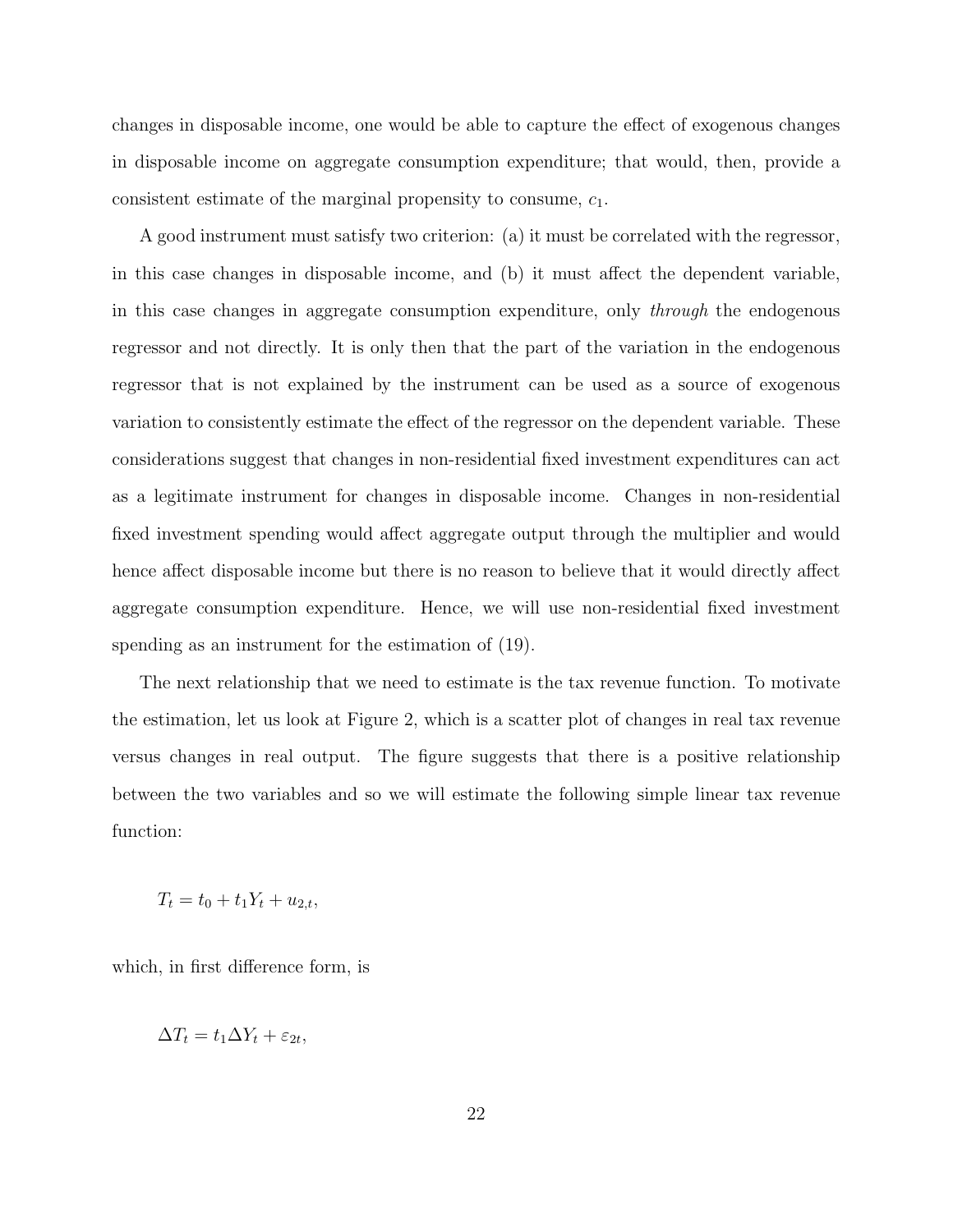changes in disposable income, one would be able to capture the effect of exogenous changes in disposable income on aggregate consumption expenditure; that would, then, provide a consistent estimate of the marginal propensity to consume, $c_1$.

A good instrument must satisfy two criterion: (a) it must be correlated with the regressor, in this case changes in disposable income, and (b) it must affect the dependent variable, in this case changes in aggregate consumption expenditure, only *through* the endogenous regressor and not directly. It is only then that the part of the variation in the endogenous regressor that is not explained by the instrument can be used as a source of exogenous variation to consistently estimate the effect of the regressor on the dependent variable. These considerations suggest that changes in non-residential fixed investment expenditures can act as a legitimate instrument for changes in disposable income. Changes in non-residential fixed investment spending would affect aggregate output through the multiplier and would hence affect disposable income but there is no reason to believe that it would directly affect aggregate consumption expenditure. Hence, we will use non-residential fixed investment spending as an instrument for the estimation of (19).

The next relationship that we need to estimate is the tax revenue function. To motivate the estimation, let us look at Figure 2, which is a scatter plot of changes in real tax revenue versus changes in real output. The figure suggests that there is a positive relationship between the two variables and so we will estimate the following simple linear tax revenue function:

$$T_t = t_0 + t_1 Y_t + u_{2,t},$$

which, in first difference form, is

$$\Delta T_t = t_1 \Delta Y_t + \varepsilon_{2t},$$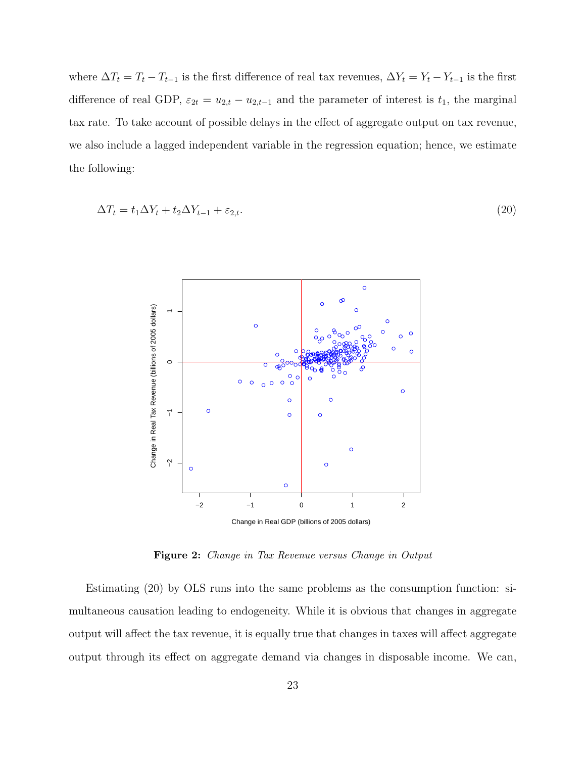where $\Delta T_t = T_t - T_{t-1}$ is the first difference of real tax revenues, $\Delta Y_t = Y_t - Y_{t-1}$ is the first difference of real GDP, $\varepsilon_{2t} = u_{2,t} - u_{2,t-1}$ and the parameter of interest is $t_1$, the marginal tax rate. To take account of possible delays in the effect of aggregate output on tax revenue, we also include a lagged independent variable in the regression equation; hence, we estimate the following:

$$\Delta T_t = t_1 \Delta Y_t + t_2 \Delta Y_{t-1} + \varepsilon_{2,t}. \tag{20}$$

**Figure 2:** *Change in Tax Revenue versus Change in Output*

Estimating (20) by OLS runs into the same problems as the consumption function: simultaneous causation leading to endogeneity. While it is obvious that changes in aggregate output will affect the tax revenue, it is equally true that changes in taxes will affect aggregate output through its effect on aggregate demand via changes in disposable income. We can,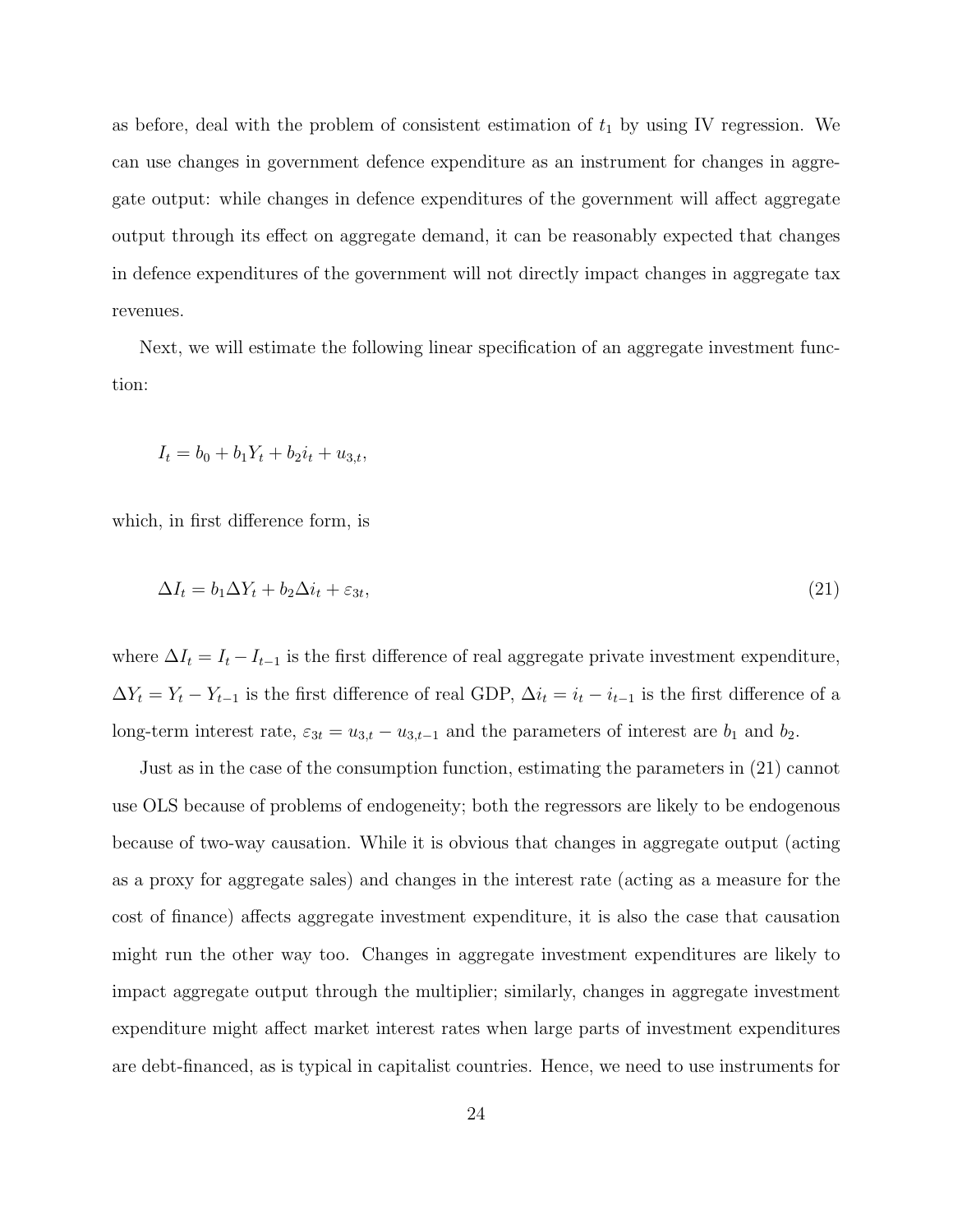as before, deal with the problem of consistent estimation of $t_1$ by using IV regression. We can use changes in government defence expenditure as an instrument for changes in aggregate output: while changes in defence expenditures of the government will affect aggregate output through its effect on aggregate demand, it can be reasonably expected that changes in defence expenditures of the government will not directly impact changes in aggregate tax revenues.

Next, we will estimate the following linear specification of an aggregate investment function:

$$I_t = b_0 + b_1 Y_t + b_2 i_t + u_{3,t},$$

which, in first difference form, is

$$\Delta I_t = b_1 \Delta Y_t + b_2 \Delta i_t + \varepsilon_{3t}, \tag{21}$$

where $\Delta I_t = I_t - I_{t-1}$ is the first difference of real aggregate private investment expenditure, $\Delta Y_t = Y_t - Y_{t-1}$ is the first difference of real GDP, $\Delta i_t = i_t - i_{t-1}$ is the first difference of a long-term interest rate, $\varepsilon_{3t} = u_{3,t} - u_{3,t-1}$ and the parameters of interest are $b_1$ and $b_2$.

Just as in the case of the consumption function, estimating the parameters in (21) cannot use OLS because of problems of endogeneity; both the regressors are likely to be endogenous because of two-way causation. While it is obvious that changes in aggregate output (acting as a proxy for aggregate sales) and changes in the interest rate (acting as a measure for the cost of finance) affects aggregate investment expenditure, it is also the case that causation might run the other way too. Changes in aggregate investment expenditures are likely to impact aggregate output through the multiplier; similarly, changes in aggregate investment expenditure might affect market interest rates when large parts of investment expenditures are debt-financed, as is typical in capitalist countries. Hence, we need to use instruments for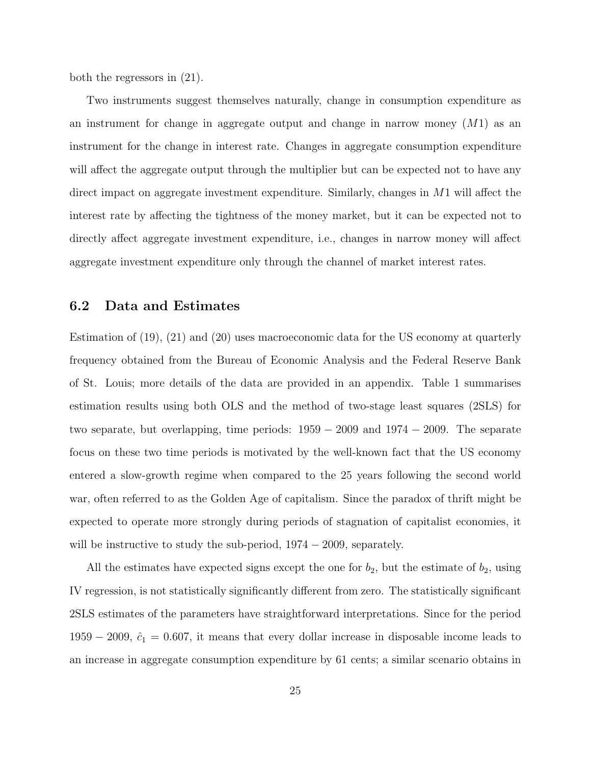both the regressors in (21).

Two instruments suggest themselves naturally, change in consumption expenditure as an instrument for change in aggregate output and change in narrow money ($M1$) as an instrument for the change in interest rate. Changes in aggregate consumption expenditure will affect the aggregate output through the multiplier but can be expected not to have any direct impact on aggregate investment expenditure. Similarly, changes in $M1$ will affect the interest rate by affecting the tightness of the money market, but it can be expected not to directly affect aggregate investment expenditure, i.e., changes in narrow money will affect aggregate investment expenditure only through the channel of market interest rates.

## 6.2 Data and Estimates

Estimation of (19), (21) and (20) uses macroeconomic data for the US economy at quarterly frequency obtained from the Bureau of Economic Analysis and the Federal Reserve Bank of St. Louis; more details of the data are provided in an appendix. Table 1 summarises estimation results using both OLS and the method of two-stage least squares (2SLS) for two separate, but overlapping, time periods: $1959 - 2009$ and $1974 - 2009$. The separate focus on these two time periods is motivated by the well-known fact that the US economy entered a slow-growth regime when compared to the 25 years following the second world war, often referred to as the Golden Age of capitalism. Since the paradox of thrift might be expected to operate more strongly during periods of stagnation of capitalist economies, it will be instructive to study the sub-period, $1974 - 2009$, separately.

All the estimates have expected signs except the one for $b_2$, but the estimate of $b_2$, using IV regression, is not statistically significantly different from zero. The statistically significant 2SLS estimates of the parameters have straightforward interpretations. Since for the period $1959 - 2009$, $\hat{c}_1 = 0.607$, it means that every dollar increase in disposable income leads to an increase in aggregate consumption expenditure by 61 cents; a similar scenario obtains in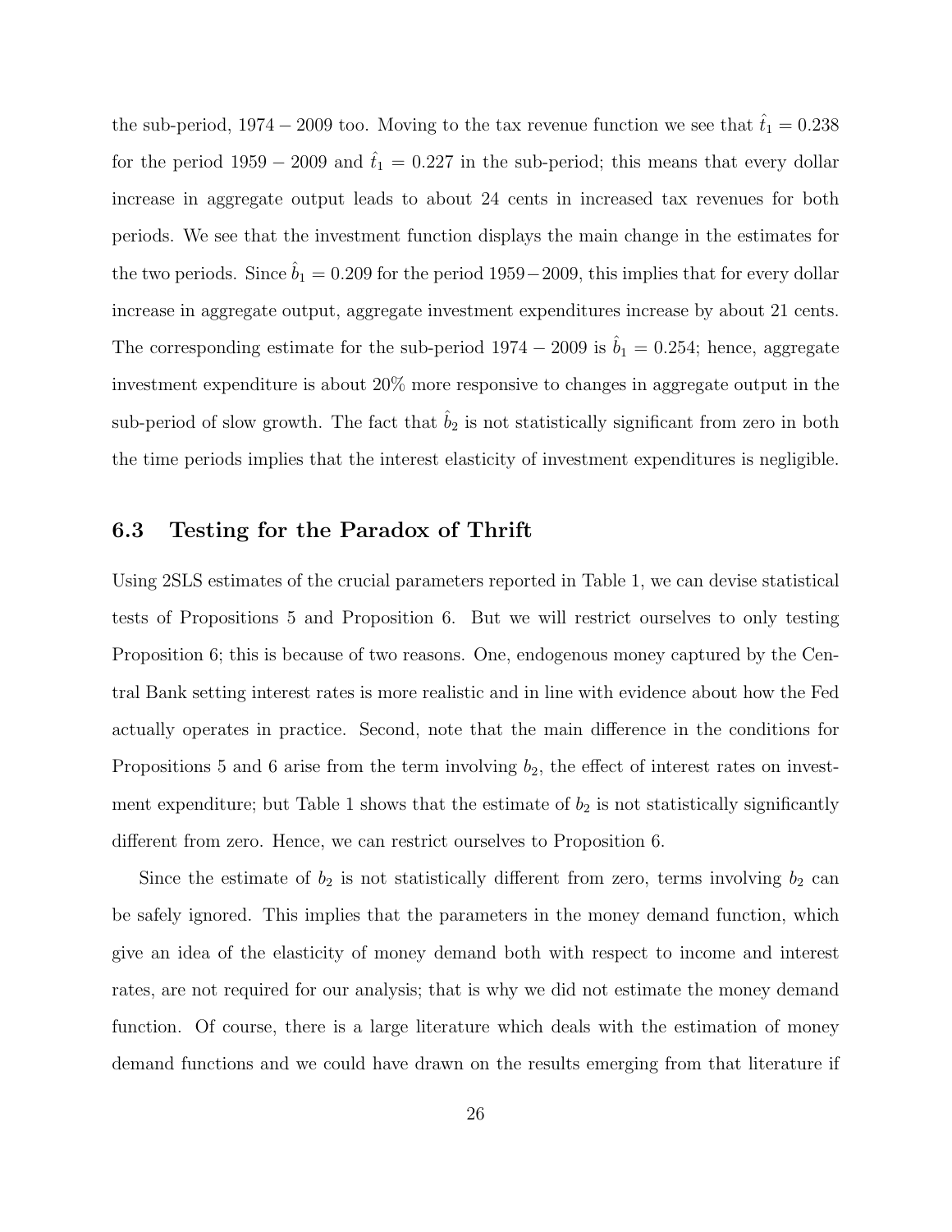the sub-period, $1974-2009$ too. Moving to the tax revenue function we see that $\hat{t}_1 = 0.238$ for the period $1959-2009$ and $\hat{t}_1 = 0.227$ in the sub-period; this means that every dollar increase in aggregate output leads to about 24 cents in increased tax revenues for both periods. We see that the investment function displays the main change in the estimates for the two periods. Since $\hat{b}_1 = 0.209$ for the period $1959-2009$, this implies that for every dollar increase in aggregate output, aggregate investment expenditures increase by about 21 cents. The corresponding estimate for the sub-period $1974-2009$ is $\hat{b}_1 = 0.254$; hence, aggregate investment expenditure is about 20% more responsive to changes in aggregate output in the sub-period of slow growth. The fact that $\hat{b}_2$ is not statistically significant from zero in both the time periods implies that the interest elasticity of investment expenditures is negligible.

### 6.3 Testing for the Paradox of Thrift

Using 2SLS estimates of the crucial parameters reported in Table 1, we can devise statistical tests of Propositions 5 and Proposition 6. But we will restrict ourselves to only testing Proposition 6; this is because of two reasons. One, endogenous money captured by the Central Bank setting interest rates is more realistic and in line with evidence about how the Fed actually operates in practice. Second, note that the main difference in the conditions for Propositions 5 and 6 arise from the term involving $b_2$, the effect of interest rates on investment expenditure; but Table 1 shows that the estimate of $b_2$ is not statistically significantly different from zero. Hence, we can restrict ourselves to Proposition 6.

Since the estimate of $b_2$ is not statistically different from zero, terms involving $b_2$ can be safely ignored. This implies that the parameters in the money demand function, which give an idea of the elasticity of money demand both with respect to income and interest rates, are not required for our analysis; that is why we did not estimate the money demand function. Of course, there is a large literature which deals with the estimation of money demand functions and we could have drawn on the results emerging from that literature if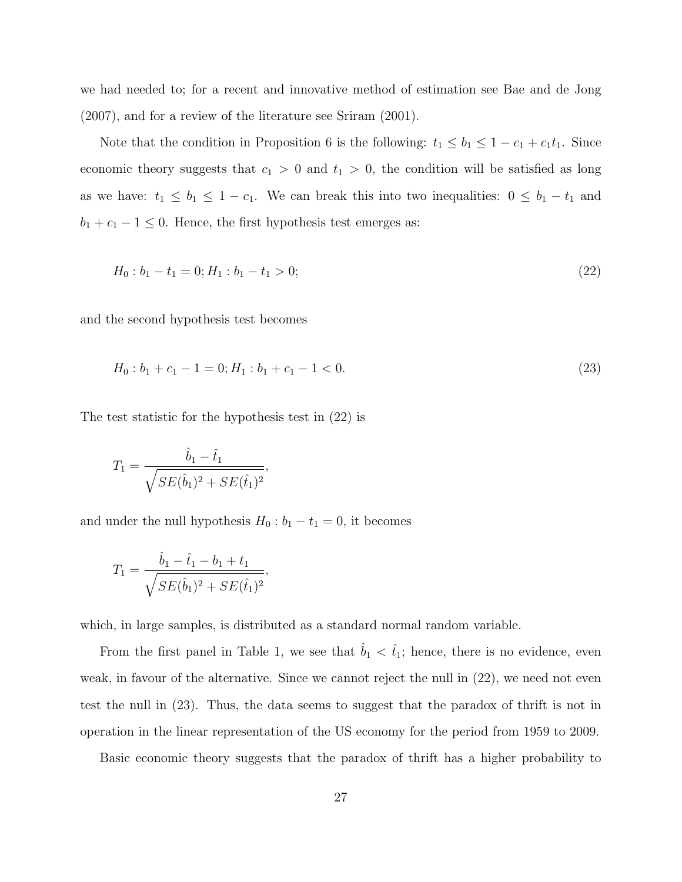we had needed to; for a recent and innovative method of estimation see Bae and de Jong (2007), and for a review of the literature see Sriram (2001).

Note that the condition in Proposition 6 is the following: $t_1 \leq b_1 \leq 1 - c_1 + c_1 t_1$. Since economic theory suggests that $c_1 > 0$ and $t_1 > 0$, the condition will be satisfied as long as we have: $t_1 \leq b_1 \leq 1 - c_1$. We can break this into two inequalities: $0 \leq b_1 - t_1$ and $b_1 + c_1 - 1 \leq 0$. Hence, the first hypothesis test emerges as:

$$H_0 : b_1 - t_1 = 0; H_1 : b_1 - t_1 > 0; \tag{22}$$

and the second hypothesis test becomes

$$H_0 : b_1 + c_1 - 1 = 0; H_1 : b_1 + c_1 - 1 < 0. \tag{23}$$

The test statistic for the hypothesis test in (22) is

$$T_1 = \frac{\hat{b}_1 - \hat{t}_1}{\sqrt{SE(\hat{b}_1)^2 + SE(\hat{t}_1)^2}},$$

and under the null hypothesis $H_0 : b_1 - t_1 = 0$, it becomes

$$T_1 = \frac{\hat{b}_1 - \hat{t}_1 - b_1 + t_1}{\sqrt{SE(\hat{b}_1)^2 + SE(\hat{t}_1)^2}},$$

which, in large samples, is distributed as a standard normal random variable.

From the first panel in Table 1, we see that $\hat{b}_1 < \hat{t}_1$; hence, there is no evidence, even weak, in favour of the alternative. Since we cannot reject the null in (22), we need not even test the null in (23). Thus, the data seems to suggest that the paradox of thrift is not in operation in the linear representation of the US economy for the period from 1959 to 2009.

Basic economic theory suggests that the paradox of thrift has a higher probability to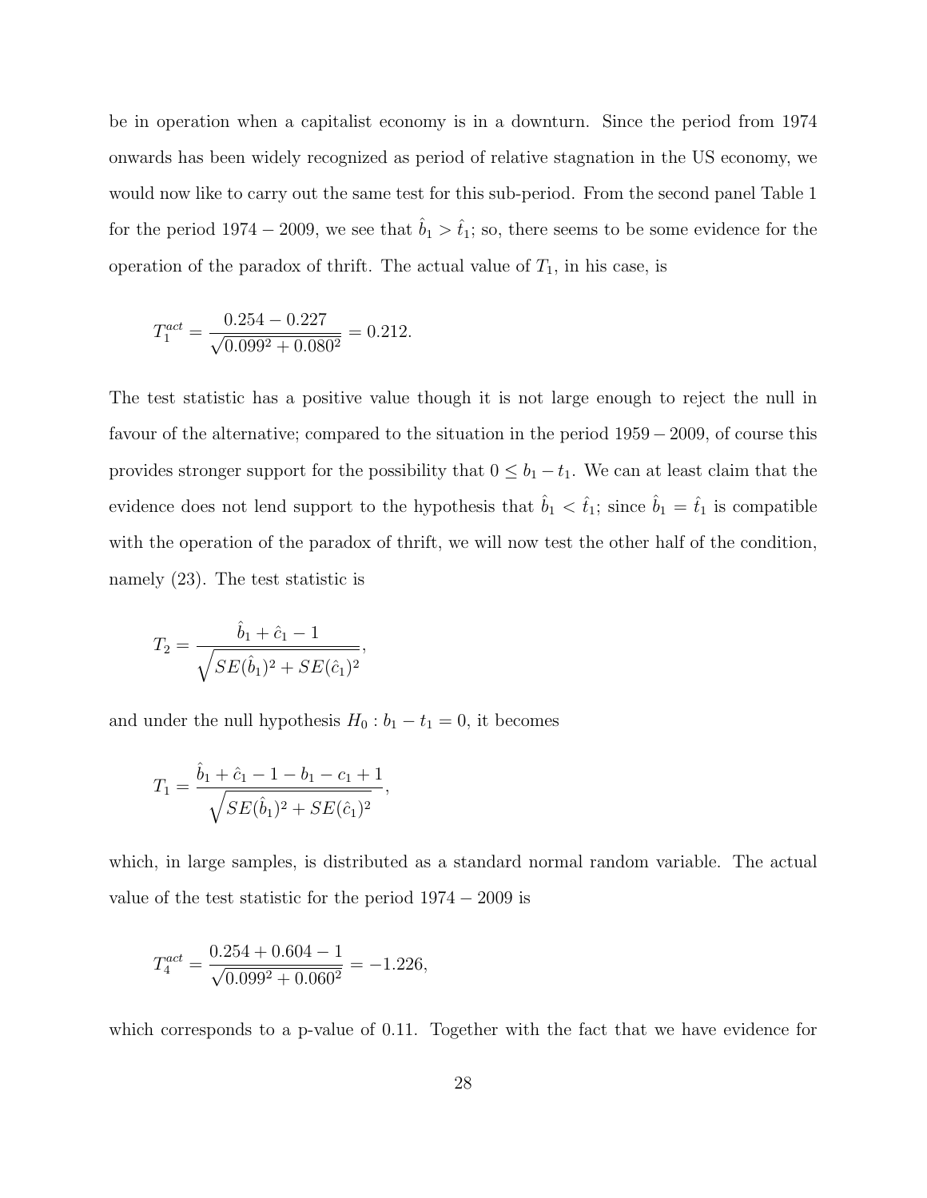be in operation when a capitalist economy is in a downturn. Since the period from 1974 onwards has been widely recognized as period of relative stagnation in the US economy, we would now like to carry out the same test for this sub-period. From the second panel Table 1 for the period $1974-2009$, we see that $\hat{b}_1 > \hat{t}_1$; so, there seems to be some evidence for the operation of the paradox of thrift. The actual value of $T_1$, in his case, is

$$T_1^{act} = \frac{0.254 - 0.227}{\sqrt{0.099^2 + 0.080^2}} = 0.212.$$

The test statistic has a positive value though it is not large enough to reject the null in favour of the alternative; compared to the situation in the period $1959-2009$, of course this provides stronger support for the possibility that $0 \leq b_1 - t_1$. We can at least claim that the evidence does not lend support to the hypothesis that $\hat{b}_1 < \hat{t}_1$; since $\hat{b}_1 = \hat{t}_1$ is compatible with the operation of the paradox of thrift, we will now test the other half of the condition, namely (23). The test statistic is

$$T_2 = \frac{\hat{b}_1 + \hat{c}_1 - 1}{\sqrt{SE(\hat{b}_1)^2 + SE(\hat{c}_1)^2}},$$

and under the null hypothesis $H_0 : b_1 - t_1 = 0$, it becomes

$$T_1 = \frac{\hat{b}_1 + \hat{c}_1 - 1 - b_1 - c_1 + 1}{\sqrt{SE(\hat{b}_1)^2 + SE(\hat{c}_1)^2}},$$

which, in large samples, is distributed as a standard normal random variable. The actual value of the test statistic for the period $1974-2009$ is

$$T_4^{act} = \frac{0.254 + 0.604 - 1}{\sqrt{0.099^2 + 0.060^2}} = -1.226,$$

which corresponds to a p-value of 0.11. Together with the fact that we have evidence for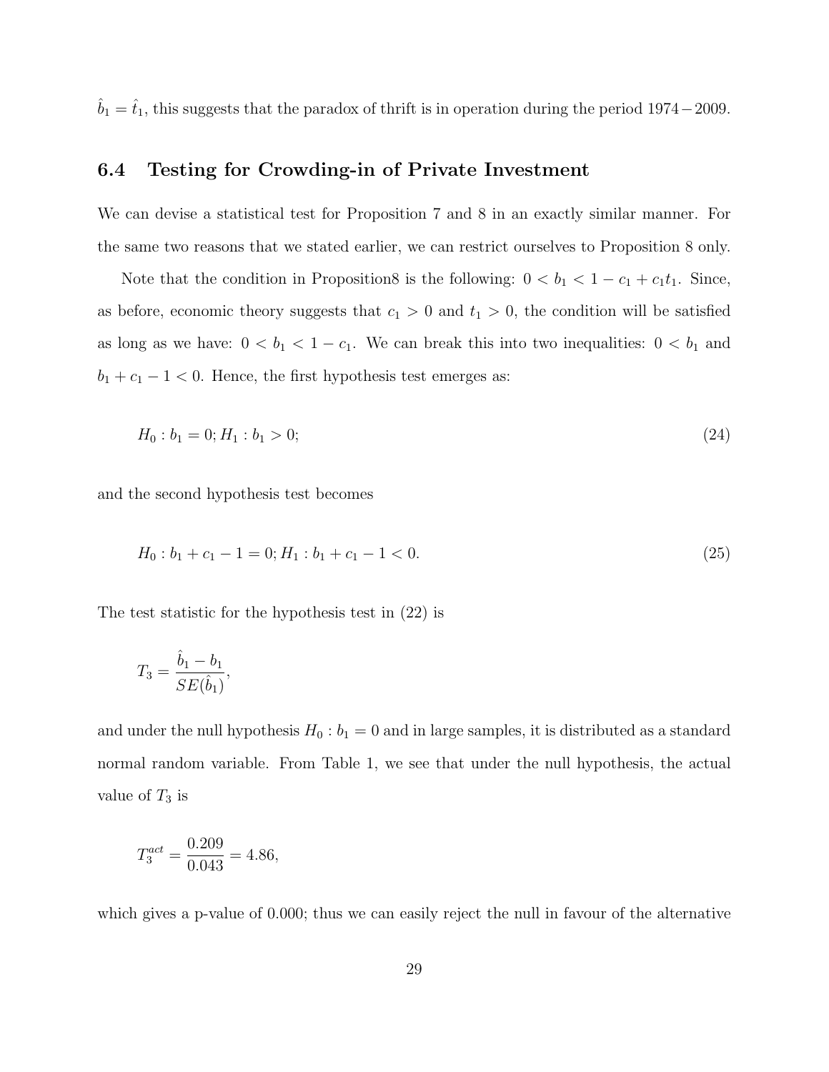$\hat{b}_1 = \hat{t}_1$, this suggests that the paradox of thrift is in operation during the period $1974-2009$.

### 6.4 Testing for Crowding-in of Private Investment

We can devise a statistical test for Proposition 7 and 8 in an exactly similar manner. For the same two reasons that we stated earlier, we can restrict ourselves to Proposition 8 only.

Note that the condition in Proposition8 is the following: $0 < b_1 < 1 - c_1 + c_1 t_1$. Since, as before, economic theory suggests that $c_1 > 0$ and $t_1 > 0$, the condition will be satisfied as long as we have: $0 < b_1 < 1 - c_1$. We can break this into two inequalities: $0 < b_1$ and $b_1 + c_1 - 1 < 0$. Hence, the first hypothesis test emerges as:

$$H_0 : b_1 = 0; H_1 : b_1 > 0; \tag{24}$$

and the second hypothesis test becomes

$$H_0 : b_1 + c_1 - 1 = 0; H_1 : b_1 + c_1 - 1 < 0. \tag{25}$$

The test statistic for the hypothesis test in (22) is

$$T_3 = \frac{\hat{b}_1 - b_1}{SE(\hat{b}_1)},$$

and under the null hypothesis $H_0 : b_1 = 0$ and in large samples, it is distributed as a standard normal random variable. From Table 1, we see that under the null hypothesis, the actual value of $T_3$ is

$$T_3^{act} = \frac{0.209}{0.043} = 4.86,$$

which gives a p-value of 0.000; thus we can easily reject the null in favour of the alternative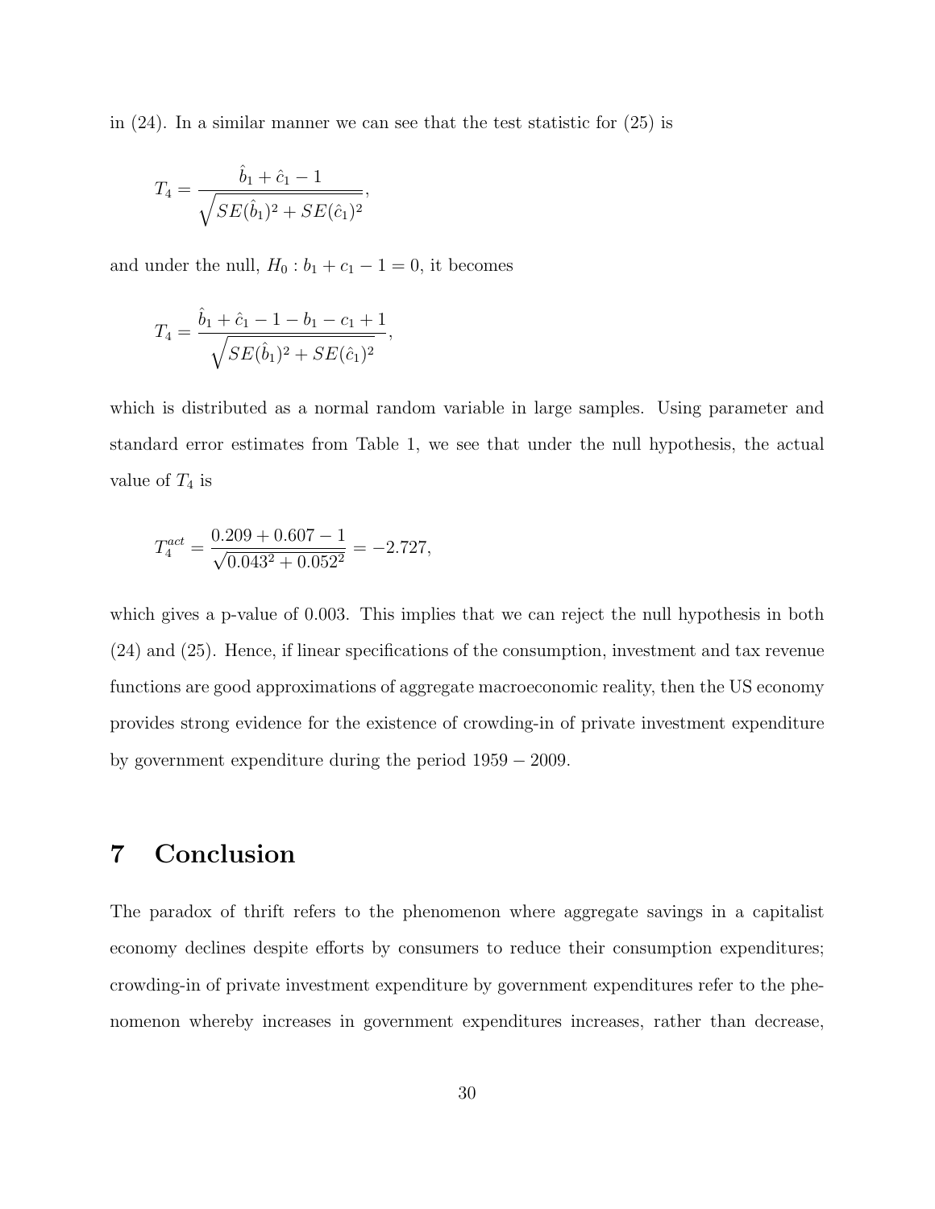in (24). In a similar manner we can see that the test statistic for (25) is

$$T_4 = \frac{\hat{b}_1 + \hat{c}_1 - 1}{\sqrt{SE(\hat{b}_1)^2 + SE(\hat{c}_1)^2}},$$

and under the null, $H_0 : b_1 + c_1 - 1 = 0$, it becomes

$$T_4 = \frac{\hat{b}_1 + \hat{c}_1 - 1 - b_1 - c_1 + 1}{\sqrt{SE(\hat{b}_1)^2 + SE(\hat{c}_1)^2}},$$

which is distributed as a normal random variable in large samples. Using parameter and standard error estimates from Table 1, we see that under the null hypothesis, the actual value of $T_4$ is

$$T_4^{act} = \frac{0.209 + 0.607 - 1}{\sqrt{0.043^2 + 0.052^2}} = -2.727,$$

which gives a p-value of 0.003. This implies that we can reject the null hypothesis in both (24) and (25). Hence, if linear specifications of the consumption, investment and tax revenue functions are good approximations of aggregate macroeconomic reality, then the US economy provides strong evidence for the existence of crowding-in of private investment expenditure by government expenditure during the period $1959 - 2009$.

# 7 Conclusion

The paradox of thrift refers to the phenomenon where aggregate savings in a capitalist economy declines despite efforts by consumers to reduce their consumption expenditures; crowding-in of private investment expenditure by government expenditures refer to the phenomenon whereby increases in government expenditures increases, rather than decrease,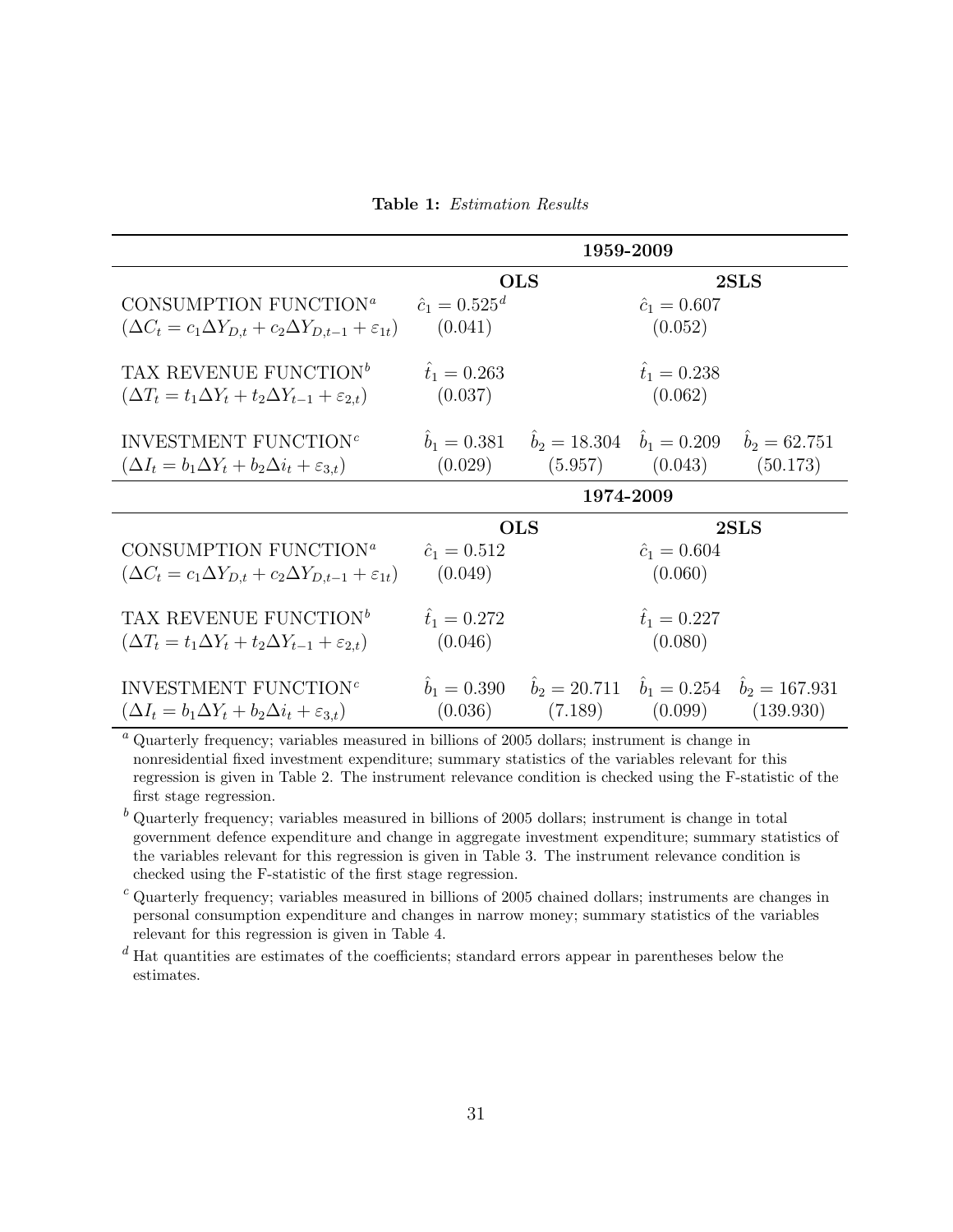**Table 1:** *Estimation Results*

| | 1959-2009 | | | |
|---|---|---|---|---|
| | **OLS** | | **2SLS** | |
| CONSUMPTION FUNCTION[a] | $\hat{c}_1 = 0.525$[d] | | $\hat{c}_1 = 0.607$ | |
| $(\Delta C_t = c_1 \Delta Y_{D,t} + c_2 \Delta Y_{D,t-1} + \varepsilon_{1t})$ | (0.041) | | (0.052) | |
| TAX REVENUE FUNCTION[b] | $\hat{t}_1 = 0.263$ | | $\hat{t}_1 = 0.238$ | |
| $(\Delta T_t = t_1 \Delta Y_t + t_2 \Delta Y_{t-1} + \varepsilon_{2,t})$ | (0.037) | | (0.062) | |
| INVESTMENT FUNCTION[c] | $\hat{b}_1 = 0.381$ | $\hat{b}_2 = 18.304$ | $\hat{b}_1 = 0.209$ | $\hat{b}_2 = 62.751$ |
| $(\Delta I_t = b_1 \Delta Y_t + b_2 \Delta i_t + \varepsilon_{3,t})$ | (0.029) | (5.957) | (0.043) | (50.173) |
| | **1974-2009** | | | |
| | **OLS** | | **2SLS** | |
| CONSUMPTION FUNCTION[a] | $\hat{c}_1 = 0.512$ | | $\hat{c}_1 = 0.604$ | |
| $(\Delta C_t = c_1 \Delta Y_{D,t} + c_2 \Delta Y_{D,t-1} + \varepsilon_{1t})$ | (0.049) | | (0.060) | |
| TAX REVENUE FUNCTION[b] | $\hat{t}_1 = 0.272$ | | $\hat{t}_1 = 0.227$ | |
| $(\Delta T_t = t_1 \Delta Y_t + t_2 \Delta Y_{t-1} + \varepsilon_{2,t})$ | (0.046) | | (0.080) | |
| INVESTMENT FUNCTION[c] | $\hat{b}_1 = 0.390$ | $\hat{b}_2 = 20.711$ | $\hat{b}_1 = 0.254$ | $\hat{b}_2 = 167.931$ |
| $(\Delta I_t = b_1 \Delta Y_t + b_2 \Delta i_t + \varepsilon_{3,t})$ | (0.036) | (7.189) | (0.099) | (139.930) |

[a] Quarterly frequency; variables measured in billions of 2005 dollars; instrument is change in nonresidential fixed investment expenditure; summary statistics of the variables relevant for this regression is given in Table 2. The instrument relevance condition is checked using the F-statistic of the first stage regression.

[b] Quarterly frequency; variables measured in billions of 2005 dollars; instrument is change in total government defence expenditure and change in aggregate investment expenditure; summary statistics of the variables relevant for this regression is given in Table 3. The instrument relevance condition is checked using the F-statistic of the first stage regression.

[c] Quarterly frequency; variables measured in billions of 2005 chained dollars; instruments are changes in personal consumption expenditure and changes in narrow money; summary statistics of the variables relevant for this regression is given in Table 4.

[d] Hat quantities are estimates of the coefficients; standard errors appear in parentheses below the estimates.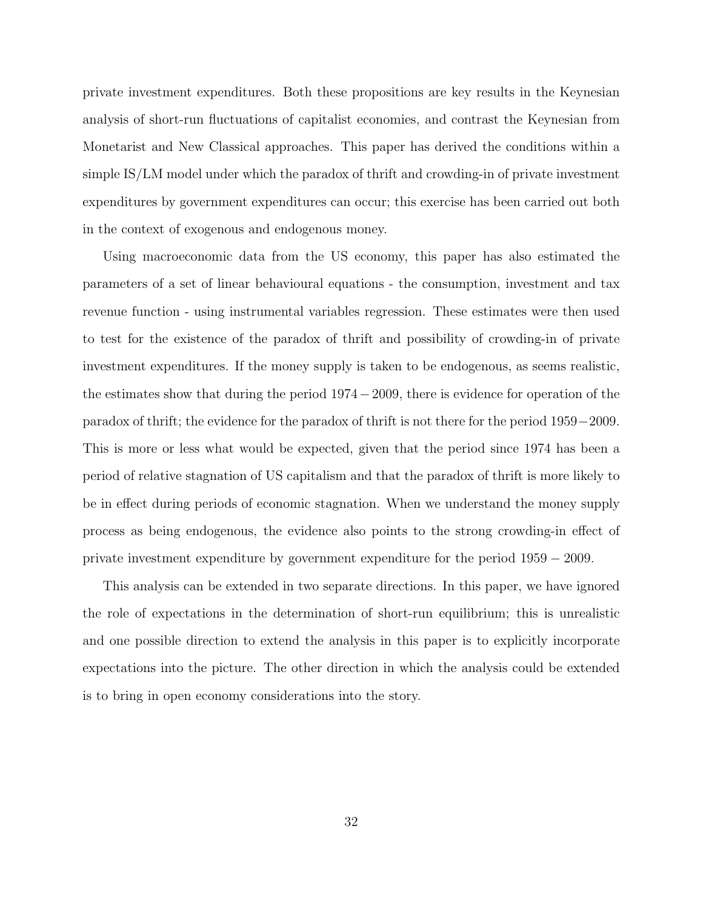private investment expenditures. Both these propositions are key results in the Keynesian analysis of short-run fluctuations of capitalist economies, and contrast the Keynesian from Monetarist and New Classical approaches. This paper has derived the conditions within a simple IS/LM model under which the paradox of thrift and crowding-in of private investment expenditures by government expenditures can occur; this exercise has been carried out both in the context of exogenous and endogenous money.

Using macroeconomic data from the US economy, this paper has also estimated the parameters of a set of linear behavioural equations - the consumption, investment and tax revenue function - using instrumental variables regression. These estimates were then used to test for the existence of the paradox of thrift and possibility of crowding-in of private investment expenditures. If the money supply is taken to be endogenous, as seems realistic, the estimates show that during the period $1974-2009$, there is evidence for operation of the paradox of thrift; the evidence for the paradox of thrift is not there for the period $1959-2009$. This is more or less what would be expected, given that the period since 1974 has been a period of relative stagnation of US capitalism and that the paradox of thrift is more likely to be in effect during periods of economic stagnation. When we understand the money supply process as being endogenous, the evidence also points to the strong crowding-in effect of private investment expenditure by government expenditure for the period $1959-2009$.

This analysis can be extended in two separate directions. In this paper, we have ignored the role of expectations in the determination of short-run equilibrium; this is unrealistic and one possible direction to extend the analysis in this paper is to explicitly incorporate expectations into the picture. The other direction in which the analysis could be extended is to bring in open economy considerations into the story.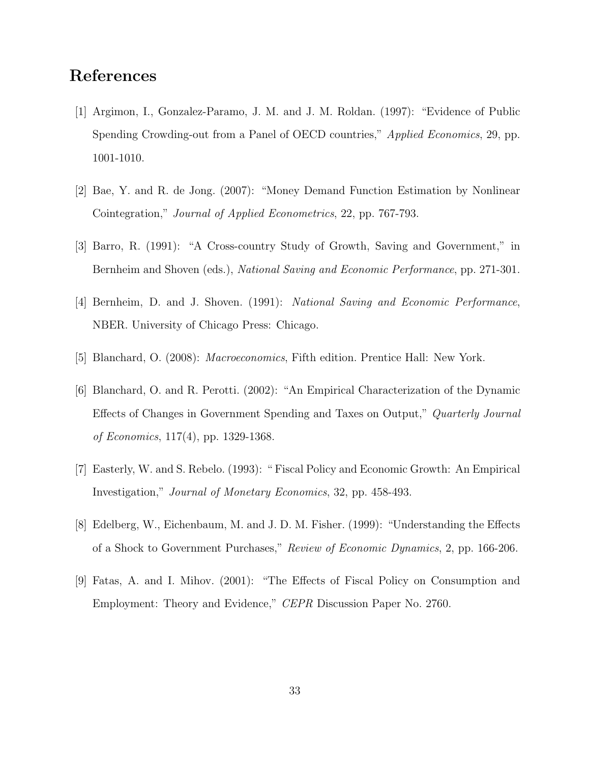# References

[1] Argimon, I., Gonzalez-Paramo, J. M. and J. M. Roldan. (1997): "Evidence of Public Spending Crowding-out from a Panel of OECD countries," *Applied Economics*, 29, pp. 1001-1010.

[2] Bae, Y. and R. de Jong. (2007): "Money Demand Function Estimation by Nonlinear Cointegration," *Journal of Applied Econometrics*, 22, pp. 767-793.

[3] Barro, R. (1991): "A Cross-country Study of Growth, Saving and Government," in Bernheim and Shoven (eds.), *National Saving and Economic Performance*, pp. 271-301.

[4] Bernheim, D. and J. Shoven. (1991): *National Saving and Economic Performance*, NBER. University of Chicago Press: Chicago.

[5] Blanchard, O. (2008): *Macroeconomics*, Fifth edition. Prentice Hall: New York.

[6] Blanchard, O. and R. Perotti. (2002): "An Empirical Characterization of the Dynamic Effects of Changes in Government Spending and Taxes on Output," *Quarterly Journal of Economics*, 117(4), pp. 1329-1368.

[7] Easterly, W. and S. Rebelo. (1993): " Fiscal Policy and Economic Growth: An Empirical Investigation," *Journal of Monetary Economics*, 32, pp. 458-493.

[8] Edelberg, W., Eichenbaum, M. and J. D. M. Fisher. (1999): "Understanding the Effects of a Shock to Government Purchases," *Review of Economic Dynamics*, 2, pp. 166-206.

[9] Fatas, A. and I. Mihov. (2001): "The Effects of Fiscal Policy on Consumption and Employment: Theory and Evidence," *CEPR* Discussion Paper No. 2760.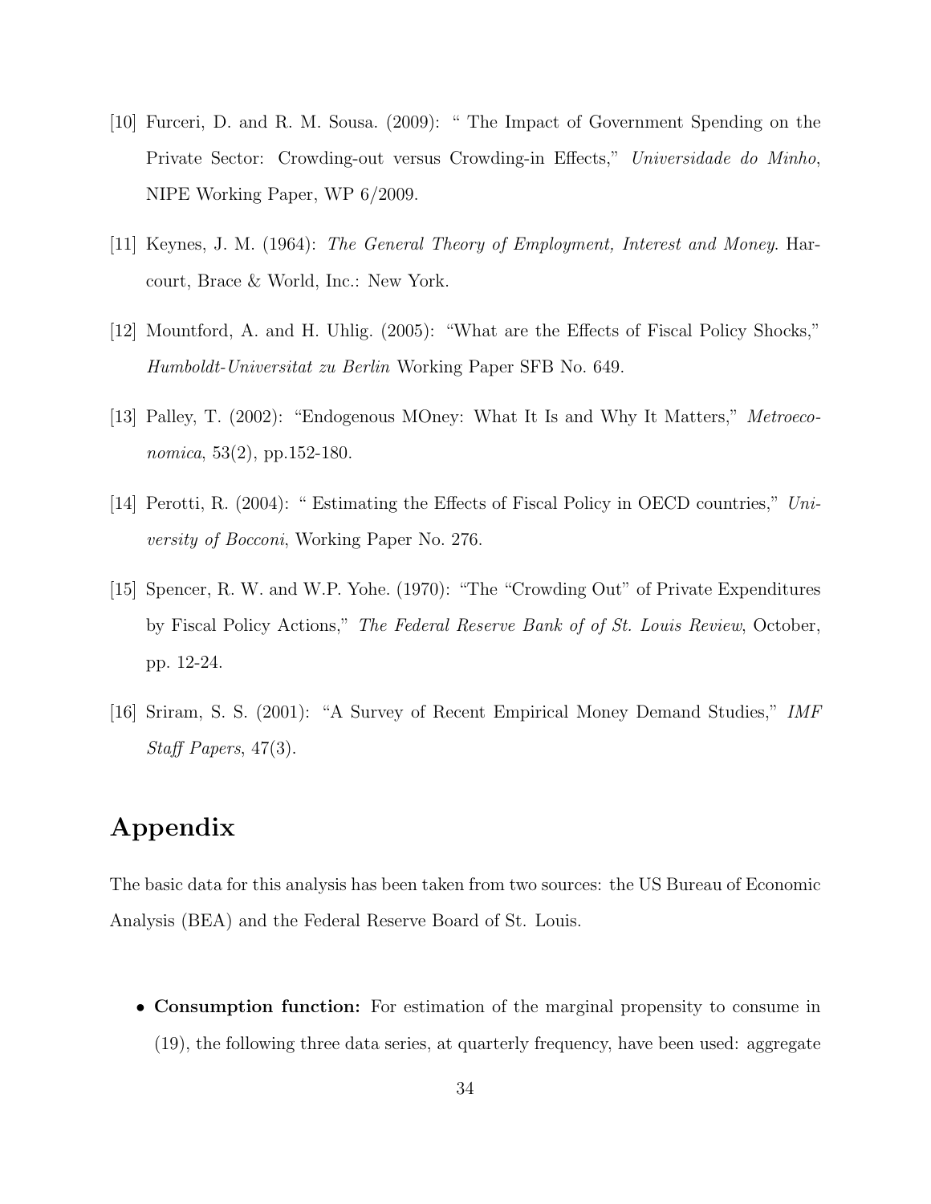[10] Furceri, D. and R. M. Sousa. (2009): " The Impact of Government Spending on the Private Sector: Crowding-out versus Crowding-in Effects," *Universidade do Minho*, NIPE Working Paper, WP 6/2009.

[11] Keynes, J. M. (1964): *The General Theory of Employment, Interest and Money*. Harcourt, Brace & World, Inc.: New York.

[12] Mountford, A. and H. Uhlig. (2005): "What are the Effects of Fiscal Policy Shocks," *Humboldt-Universitat zu Berlin* Working Paper SFB No. 649.

[13] Palley, T. (2002): "Endogenous MOney: What It Is and Why It Matters," *Metroeconomica*, 53(2), pp.152-180.

[14] Perotti, R. (2004): " Estimating the Effects of Fiscal Policy in OECD countries," *University of Bocconi*, Working Paper No. 276.

[15] Spencer, R. W. and W.P. Yohe. (1970): "The "Crowding Out" of Private Expenditures by Fiscal Policy Actions," *The Federal Reserve Bank of of St. Louis Review*, October, pp. 12-24.

[16] Sriram, S. S. (2001): "A Survey of Recent Empirical Money Demand Studies," *IMF Staff Papers*, 47(3).

# Appendix

The basic data for this analysis has been taken from two sources: the US Bureau of Economic Analysis (BEA) and the Federal Reserve Board of St. Louis.

- **Consumption function:** For estimation of the marginal propensity to consume in (19), the following three data series, at quarterly frequency, have been used: aggregate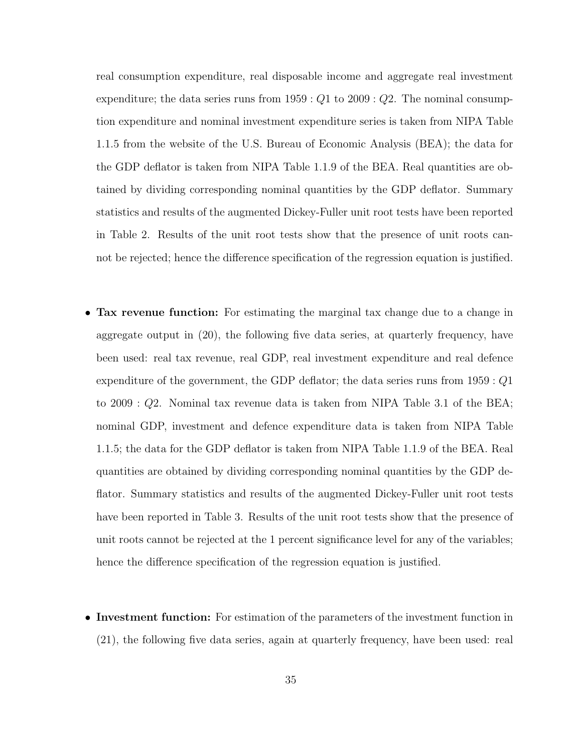real consumption expenditure, real disposable income and aggregate real investment expenditure; the data series runs from $1959:Q1$ to $2009:Q2$. The nominal consumption expenditure and nominal investment expenditure series is taken from NIPA Table 1.1.5 from the website of the U.S. Bureau of Economic Analysis (BEA); the data for the GDP deflator is taken from NIPA Table 1.1.9 of the BEA. Real quantities are obtained by dividing corresponding nominal quantities by the GDP deflator. Summary statistics and results of the augmented Dickey-Fuller unit root tests have been reported in Table 2. Results of the unit root tests show that the presence of unit roots cannot be rejected; hence the difference specification of the regression equation is justified.

- **Tax revenue function:** For estimating the marginal tax change due to a change in aggregate output in (20), the following five data series, at quarterly frequency, have been used: real tax revenue, real GDP, real investment expenditure and real defence expenditure of the government, the GDP deflator; the data series runs from $1959:Q1$ to $2009:Q2$. Nominal tax revenue data is taken from NIPA Table 3.1 of the BEA; nominal GDP, investment and defence expenditure data is taken from NIPA Table 1.1.5; the data for the GDP deflator is taken from NIPA Table 1.1.9 of the BEA. Real quantities are obtained by dividing corresponding nominal quantities by the GDP deflator. Summary statistics and results of the augmented Dickey-Fuller unit root tests have been reported in Table 3. Results of the unit root tests show that the presence of unit roots cannot be rejected at the 1 percent significance level for any of the variables; hence the difference specification of the regression equation is justified.

- **Investment function:** For estimation of the parameters of the investment function in (21), the following five data series, again at quarterly frequency, have been used: real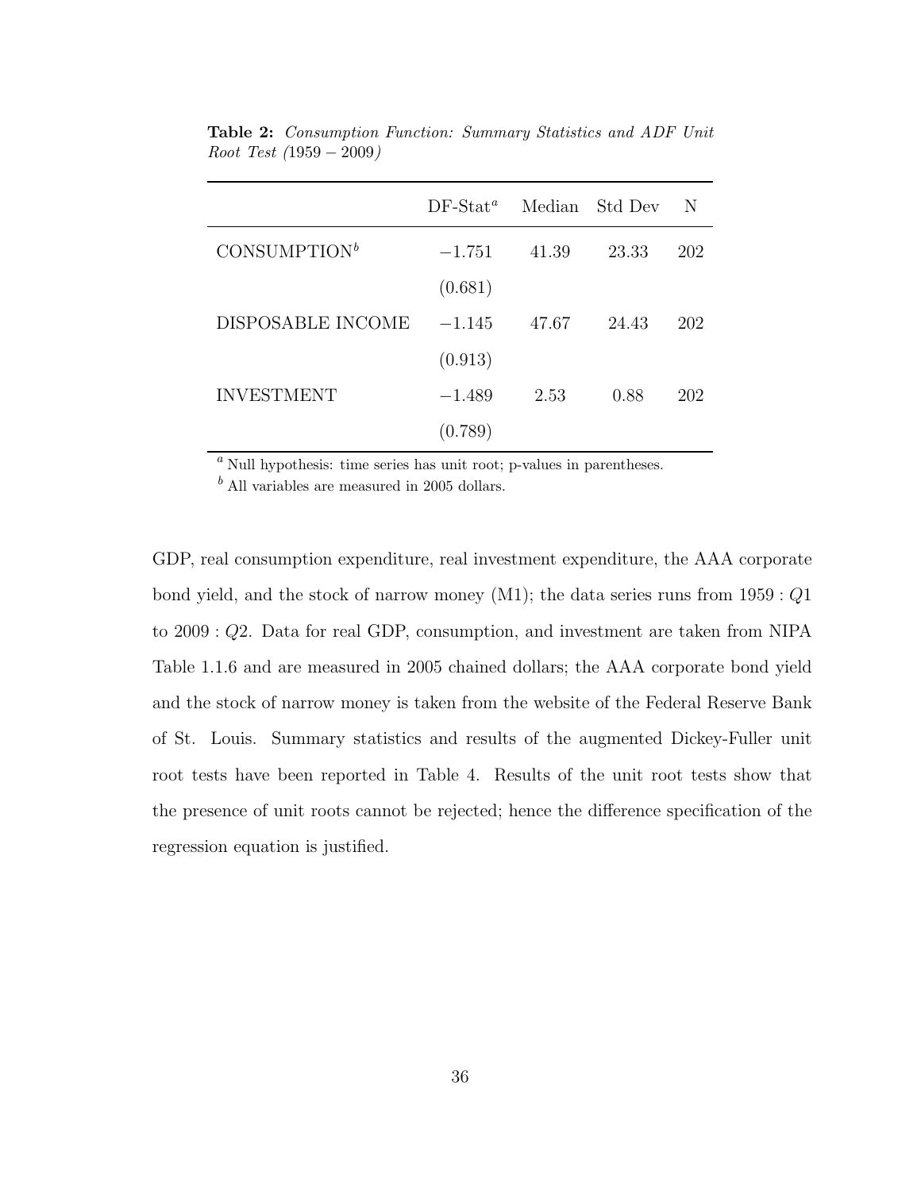**Table 2:** *Consumption Function: Summary Statistics and ADF Unit Root Test (1959 − 2009)*

| | DF-Stat[a] | Median | Std Dev | N |
|---|---|---|---|---|
| CONSUMPTION[b] | −1.751 | 41.39 | 23.33 | 202 |
| | (0.681) | | | |
| DISPOSABLE INCOME | −1.145 | 47.67 | 24.43 | 202 |
| | (0.913) | | | |
| INVESTMENT | −1.489 | 2.53 | 0.88 | 202 |
| | (0.789) | | | |

[a] Null hypothesis: time series has unit root; p-values in parentheses.

[b] All variables are measured in 2005 dollars.

GDP, real consumption expenditure, real investment expenditure, the AAA corporate bond yield, and the stock of narrow money (M1); the data series runs from $1959:Q1$ to $2009:Q2$. Data for real GDP, consumption, and investment are taken from NIPA Table 1.1.6 and are measured in 2005 chained dollars; the AAA corporate bond yield and the stock of narrow money is taken from the website of the Federal Reserve Bank of St. Louis. Summary statistics and results of the augmented Dickey-Fuller unit root tests have been reported in Table 4. Results of the unit root tests show that the presence of unit roots cannot be rejected; hence the difference specification of the regression equation is justified.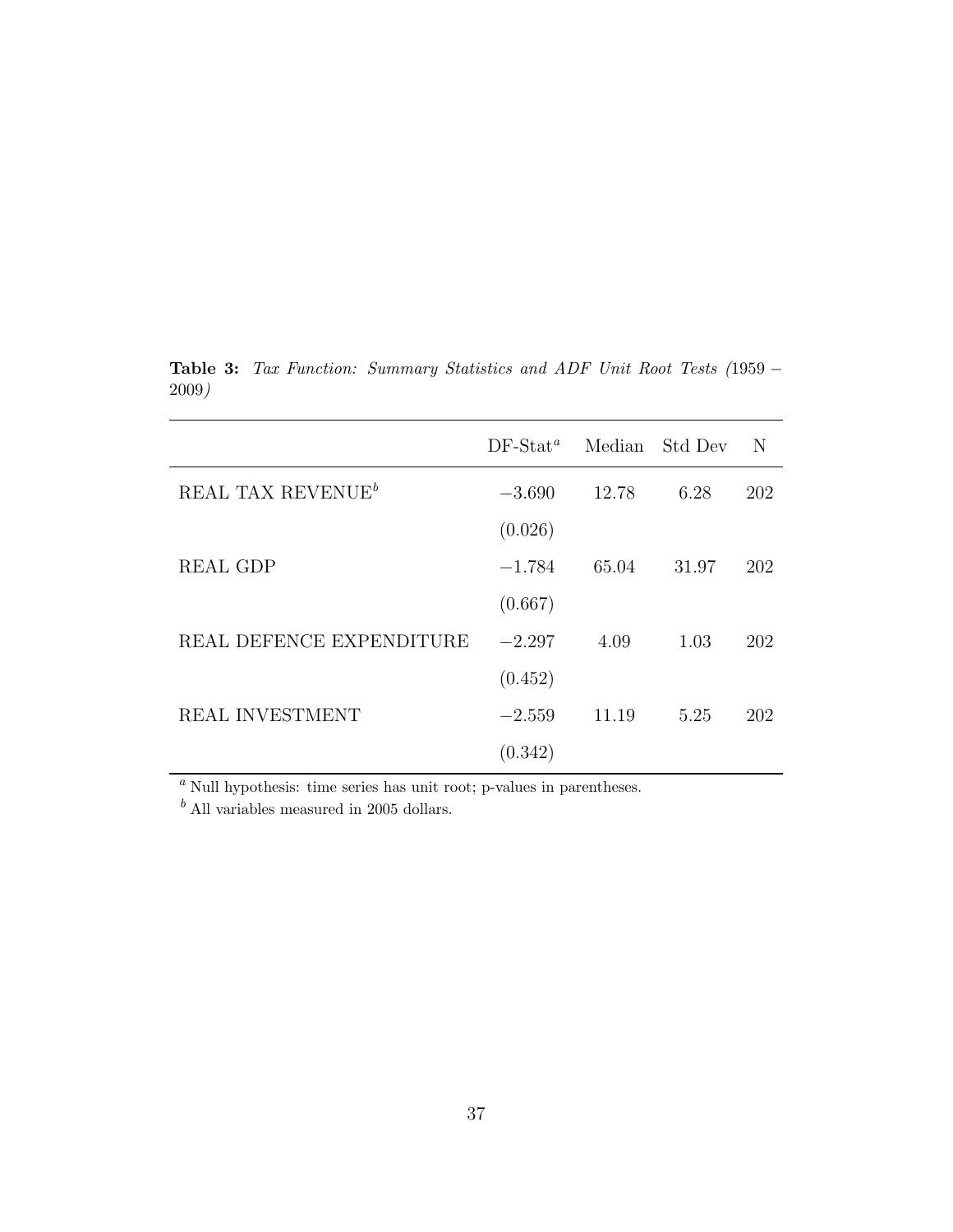**Table 3:** *Tax Function: Summary Statistics and ADF Unit Root Tests (*1959 − 2009*)*

| | DF-Stat[a] | Median | Std Dev | N |
|---|---|---|---|---|
| REAL TAX REVENUE[b] | −3.690 | 12.78 | 6.28 | 202 |
| | (0.026) | | | |
| REAL GDP | −1.784 | 65.04 | 31.97 | 202 |
| | (0.667) | | | |
| REAL DEFENCE EXPENDITURE | −2.297 | 4.09 | 1.03 | 202 |
| | (0.452) | | | |
| REAL INVESTMENT | −2.559 | 11.19 | 5.25 | 202 |
| | (0.342) | | | |

[a] Null hypothesis: time series has unit root; p-values in parentheses.

[b] All variables measured in 2005 dollars.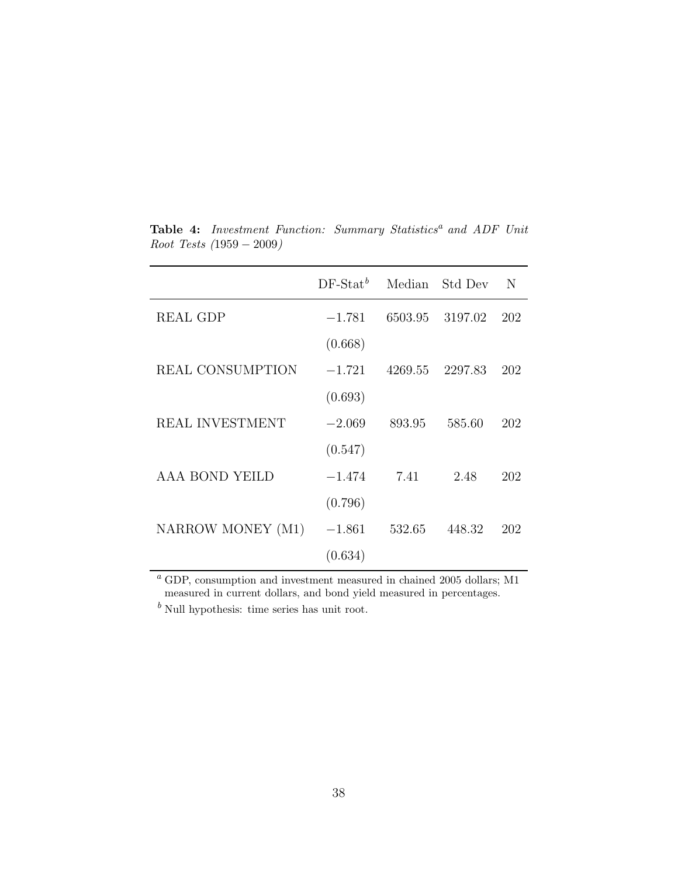**Table 4:** *Investment Function: Summary Statistics*[a] *and ADF Unit Root Tests (1959 − 2009)*

| | DF-Stat[b] | Median | Std Dev | N |
|---|---|---|---|---|
| REAL GDP | −1.781 | 6503.95 | 3197.02 | 202 |
| | (0.668) | | | |
| REAL CONSUMPTION | −1.721 | 4269.55 | 2297.83 | 202 |
| | (0.693) | | | |
| REAL INVESTMENT | −2.069 | 893.95 | 585.60 | 202 |
| | (0.547) | | | |
| AAA BOND YEILD | −1.474 | 7.41 | 2.48 | 202 |
| | (0.796) | | | |
| NARROW MONEY (M1) | −1.861 | 532.65 | 448.32 | 202 |
| | (0.634) | | | |

[a] GDP, consumption and investment measured in chained 2005 dollars; M1 measured in current dollars, and bond yield measured in percentages.

[b] Null hypothesis: time series has unit root.